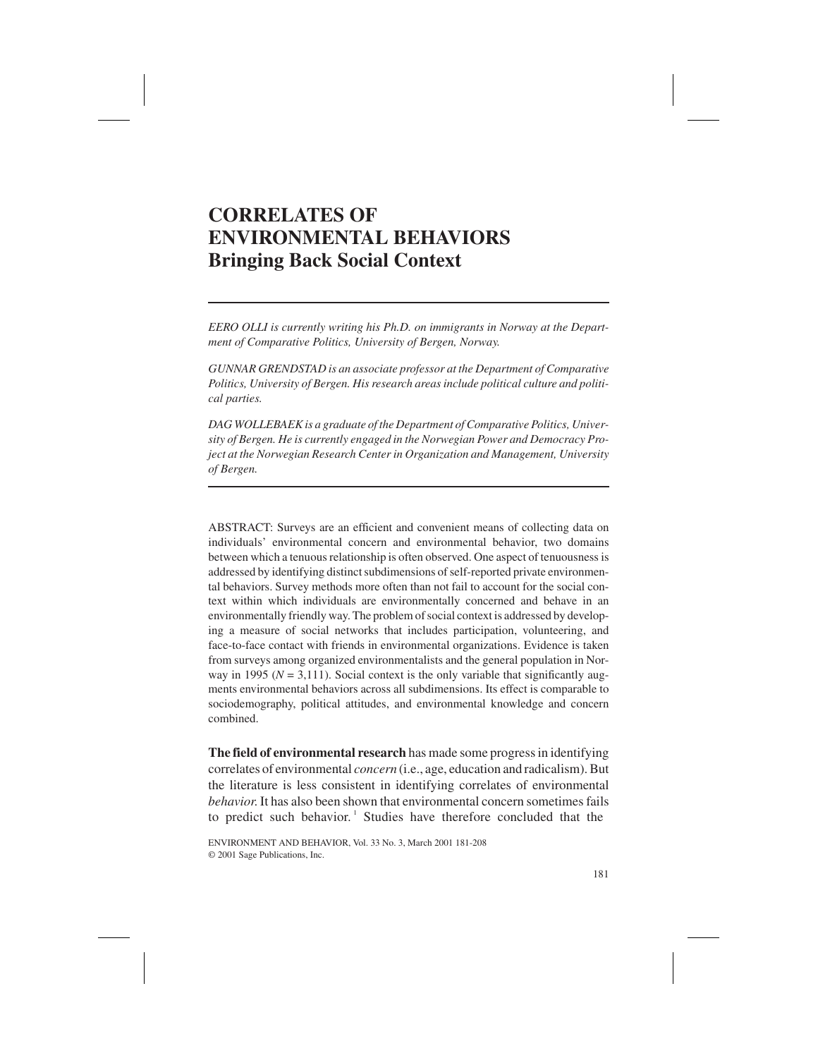# CORRELATES OF ENVIRONMENTAL BEHAVIORS
## Bringing Back Social Context

*EERO OLLI is currently writing his Ph.D. on immigrants in Norway at the Department of Comparative Politics, University of Bergen, Norway.*

*GUNNAR GRENDSTAD is an associate professor at the Department of Comparative Politics, University of Bergen. His research areas include political culture and political parties.*

*DAG WOLLEBAEK is a graduate of the Department of Comparative Politics, University of Bergen. He is currently engaged in the Norwegian Power and Democracy Project at the Norwegian Research Center in Organization and Management, University of Bergen.*

ABSTRACT: Surveys are an efficient and convenient means of collecting data on individuals' environmental concern and environmental behavior, two domains between which a tenuous relationship is often observed. One aspect of tenuousness is addressed by identifying distinct subdimensions of self-reported private environmental behaviors. Survey methods more often than not fail to account for the social context within which individuals are environmentally concerned and behave in an environmentally friendly way. The problem of social context is addressed by developing a measure of social networks that includes participation, volunteering, and face-to-face contact with friends in environmental organizations. Evidence is taken from surveys among organized environmentalists and the general population in Norway in 1995 ($N = 3{,}111$). Social context is the only variable that significantly augments environmental behaviors across all subdimensions. Its effect is comparable to sociodemography, political attitudes, and environmental knowledge and concern combined.

**The field of environmental research** has made some progress in identifying correlates of environmental *concern* (i.e., age, education and radicalism). But the literature is less consistent in identifying correlates of environmental *behavior*. It has also been shown that environmental concern sometimes fails to predict such behavior.[1] Studies have therefore concluded that the

ENVIRONMENT AND BEHAVIOR, Vol. 33 No. 3, March 2001 181-208
© 2001 Sage Publications, Inc.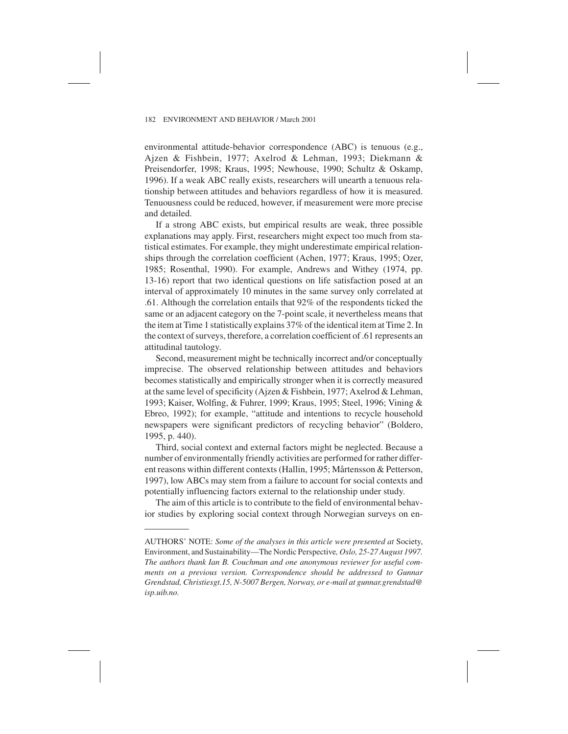environmental attitude-behavior correspondence (ABC) is tenuous (e.g., Ajzen & Fishbein, 1977; Axelrod & Lehman, 1993; Diekmann & Preisendorfer, 1998; Kraus, 1995; Newhouse, 1990; Schultz & Oskamp, 1996). If a weak ABC really exists, researchers will unearth a tenuous relationship between attitudes and behaviors regardless of how it is measured. Tenuousness could be reduced, however, if measurement were more precise and detailed.

If a strong ABC exists, but empirical results are weak, three possible explanations may apply. First, researchers might expect too much from statistical estimates. For example, they might underestimate empirical relationships through the correlation coefficient (Achen, 1977; Kraus, 1995; Ozer, 1985; Rosenthal, 1990). For example, Andrews and Withey (1974, pp. 13-16) report that two identical questions on life satisfaction posed at an interval of approximately 10 minutes in the same survey only correlated at .61. Although the correlation entails that 92% of the respondents ticked the same or an adjacent category on the 7-point scale, it nevertheless means that the item at Time 1 statistically explains 37% of the identical item at Time 2. In the context of surveys, therefore, a correlation coefficient of .61 represents an attitudinal tautology.

Second, measurement might be technically incorrect and/or conceptually imprecise. The observed relationship between attitudes and behaviors becomes statistically and empirically stronger when it is correctly measured at the same level of specificity (Ajzen & Fishbein, 1977; Axelrod & Lehman, 1993; Kaiser, Wolfing, & Fuhrer, 1999; Kraus, 1995; Steel, 1996; Vining & Ebreo, 1992); for example, "attitude and intentions to recycle household newspapers were significant predictors of recycling behavior" (Boldero, 1995, p. 440).

Third, social context and external factors might be neglected. Because a number of environmentally friendly activities are performed for rather different reasons within different contexts (Hallin, 1995; Mårtensson & Petterson, 1997), low ABCs may stem from a failure to account for social contexts and potentially influencing factors external to the relationship under study.

The aim of this article is to contribute to the field of environmental behavior studies by exploring social context through Norwegian surveys on en-

---

AUTHORS' NOTE: *Some of the analyses in this article were presented at* Society, Environment, and Sustainability—The Nordic Perspective*, Oslo, 25-27 August 1997. The authors thank Ian B. Couchman and one anonymous reviewer for useful comments on a previous version. Correspondence should be addressed to Gunnar Grendstad, Christiesgt.15, N-5007 Bergen, Norway, or e-mail at gunnar.grendstad@isp.uib.no.*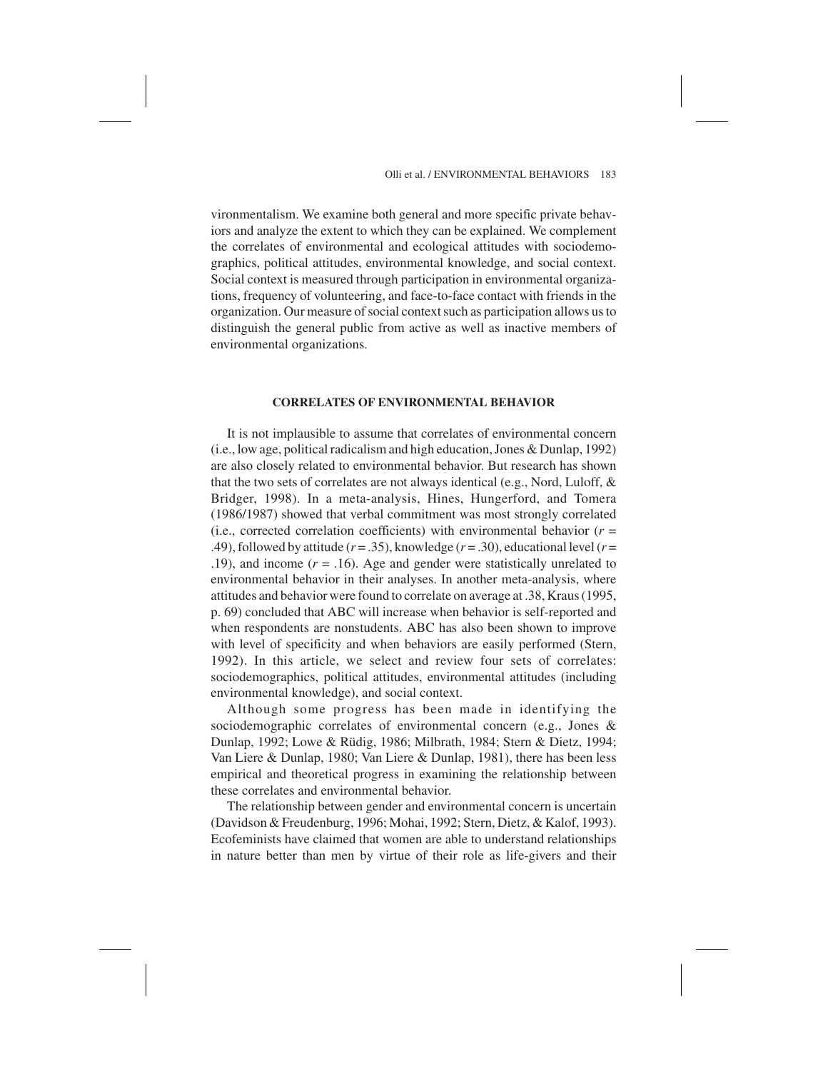vironmentalism. We examine both general and more specific private behaviors and analyze the extent to which they can be explained. We complement the correlates of environmental and ecological attitudes with sociodemographics, political attitudes, environmental knowledge, and social context. Social context is measured through participation in environmental organizations, frequency of volunteering, and face-to-face contact with friends in the organization. Our measure of social context such as participation allows us to distinguish the general public from active as well as inactive members of environmental organizations.

## CORRELATES OF ENVIRONMENTAL BEHAVIOR

It is not implausible to assume that correlates of environmental concern (i.e., low age, political radicalism and high education, Jones & Dunlap, 1992) are also closely related to environmental behavior. But research has shown that the two sets of correlates are not always identical (e.g., Nord, Luloff, & Bridger, 1998). In a meta-analysis, Hines, Hungerford, and Tomera (1986/1987) showed that verbal commitment was most strongly correlated (i.e., corrected correlation coefficients) with environmental behavior ($r$ = .49), followed by attitude ($r$ = .35), knowledge ($r$ = .30), educational level ($r$ = .19), and income ($r$ = .16). Age and gender were statistically unrelated to environmental behavior in their analyses. In another meta-analysis, where attitudes and behavior were found to correlate on average at .38, Kraus (1995, p. 69) concluded that ABC will increase when behavior is self-reported and when respondents are nonstudents. ABC has also been shown to improve with level of specificity and when behaviors are easily performed (Stern, 1992). In this article, we select and review four sets of correlates: sociodemographics, political attitudes, environmental attitudes (including environmental knowledge), and social context.

Although some progress has been made in identifying the sociodemographic correlates of environmental concern (e.g., Jones & Dunlap, 1992; Lowe & Rüdig, 1986; Milbrath, 1984; Stern & Dietz, 1994; Van Liere & Dunlap, 1980; Van Liere & Dunlap, 1981), there has been less empirical and theoretical progress in examining the relationship between these correlates and environmental behavior.

The relationship between gender and environmental concern is uncertain (Davidson & Freudenburg, 1996; Mohai, 1992; Stern, Dietz, & Kalof, 1993). Ecofeminists have claimed that women are able to understand relationships in nature better than men by virtue of their role as life-givers and their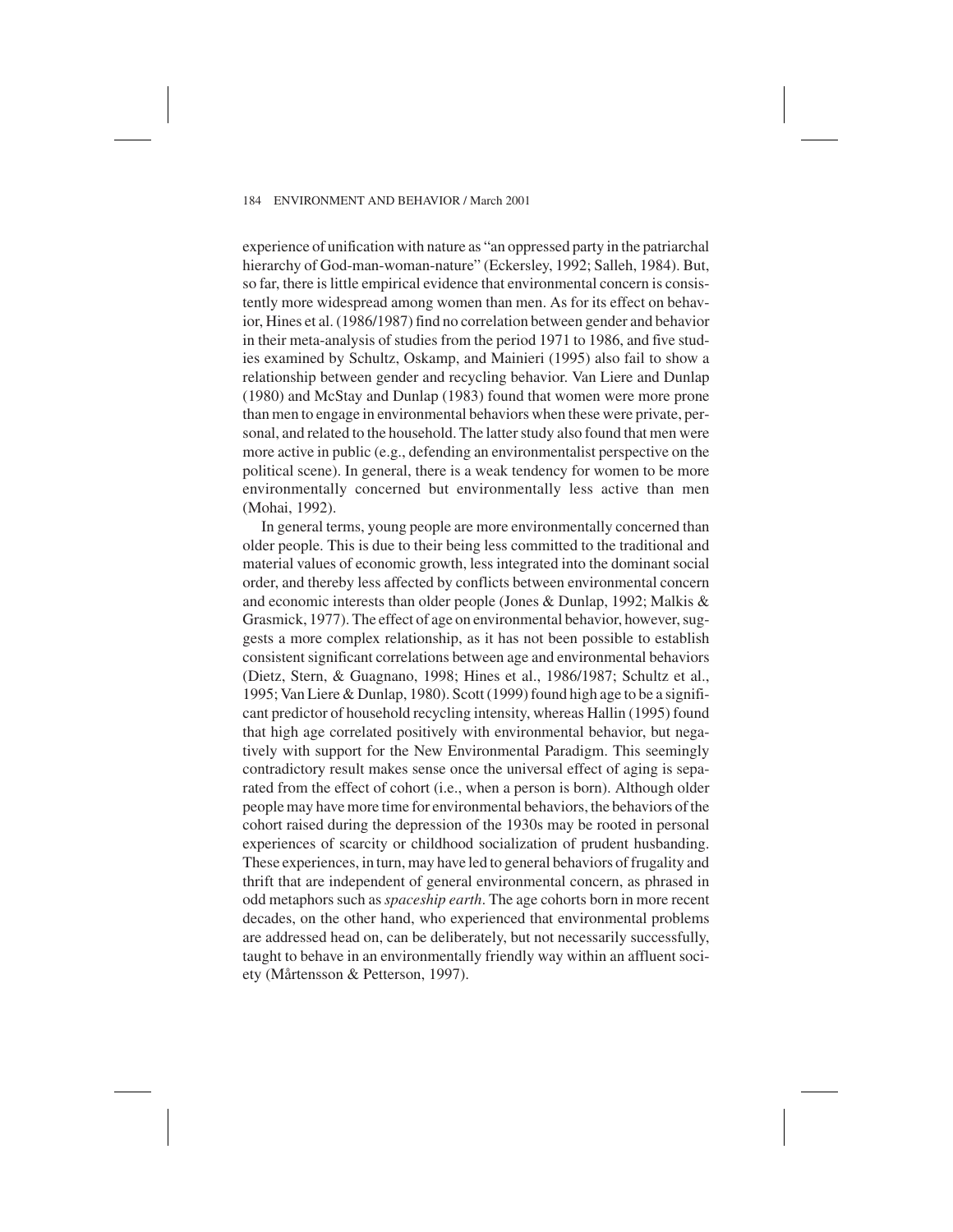experience of unification with nature as "an oppressed party in the patriarchal hierarchy of God-man-woman-nature" (Eckersley, 1992; Salleh, 1984). But, so far, there is little empirical evidence that environmental concern is consistently more widespread among women than men. As for its effect on behavior, Hines et al. (1986/1987) find no correlation between gender and behavior in their meta-analysis of studies from the period 1971 to 1986, and five studies examined by Schultz, Oskamp, and Mainieri (1995) also fail to show a relationship between gender and recycling behavior. Van Liere and Dunlap (1980) and McStay and Dunlap (1983) found that women were more prone than men to engage in environmental behaviors when these were private, personal, and related to the household. The latter study also found that men were more active in public (e.g., defending an environmentalist perspective on the political scene). In general, there is a weak tendency for women to be more environmentally concerned but environmentally less active than men (Mohai, 1992).

In general terms, young people are more environmentally concerned than older people. This is due to their being less committed to the traditional and material values of economic growth, less integrated into the dominant social order, and thereby less affected by conflicts between environmental concern and economic interests than older people (Jones & Dunlap, 1992; Malkis & Grasmick, 1977). The effect of age on environmental behavior, however, suggests a more complex relationship, as it has not been possible to establish consistent significant correlations between age and environmental behaviors (Dietz, Stern, & Guagnano, 1998; Hines et al., 1986/1987; Schultz et al., 1995; Van Liere & Dunlap, 1980). Scott (1999) found high age to be a significant predictor of household recycling intensity, whereas Hallin (1995) found that high age correlated positively with environmental behavior, but negatively with support for the New Environmental Paradigm. This seemingly contradictory result makes sense once the universal effect of aging is separated from the effect of cohort (i.e., when a person is born). Although older people may have more time for environmental behaviors, the behaviors of the cohort raised during the depression of the 1930s may be rooted in personal experiences of scarcity or childhood socialization of prudent husbanding. These experiences, in turn, may have led to general behaviors of frugality and thrift that are independent of general environmental concern, as phrased in odd metaphors such as *spaceship earth*. The age cohorts born in more recent decades, on the other hand, who experienced that environmental problems are addressed head on, can be deliberately, but not necessarily successfully, taught to behave in an environmentally friendly way within an affluent society (Mårtensson & Petterson, 1997).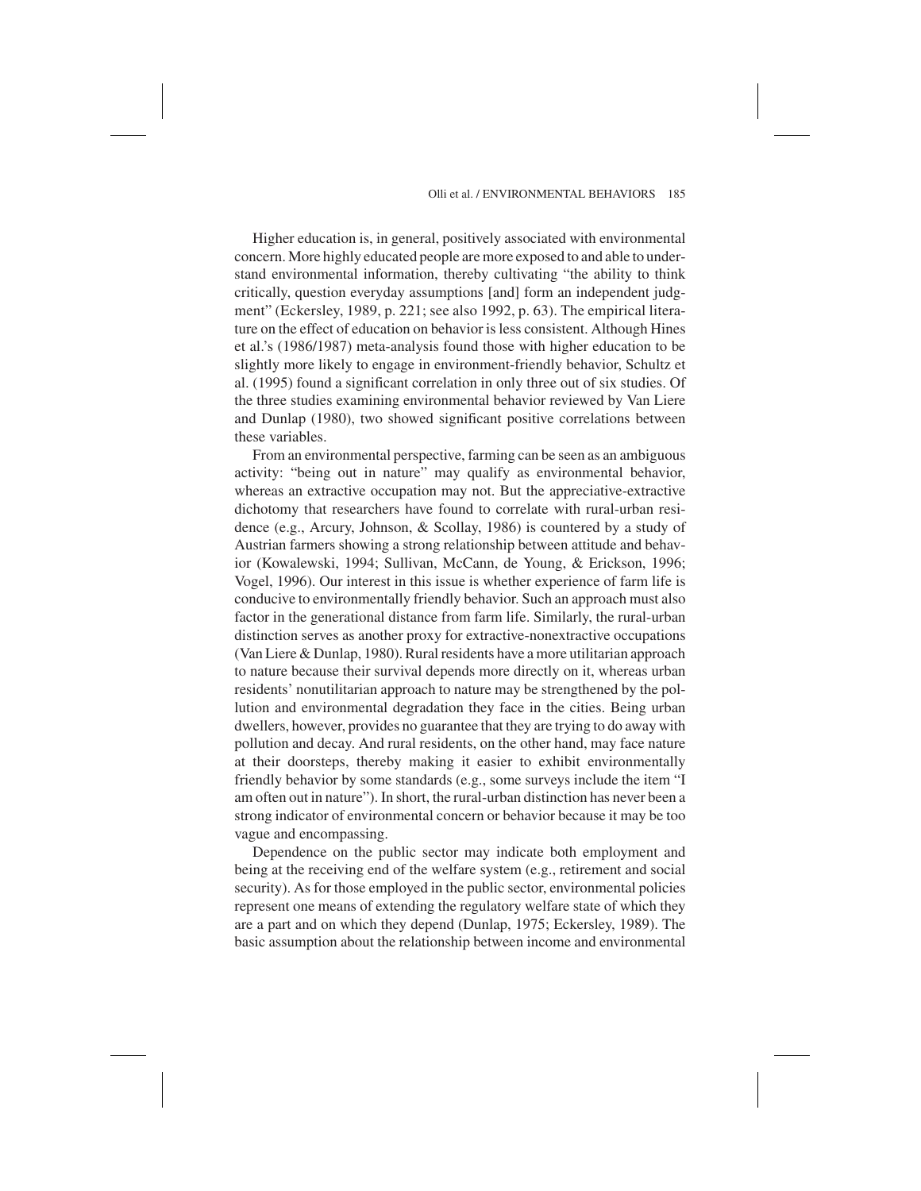Higher education is, in general, positively associated with environmental concern. More highly educated people are more exposed to and able to understand environmental information, thereby cultivating "the ability to think critically, question everyday assumptions [and] form an independent judgment" (Eckersley, 1989, p. 221; see also 1992, p. 63). The empirical literature on the effect of education on behavior is less consistent. Although Hines et al.'s (1986/1987) meta-analysis found those with higher education to be slightly more likely to engage in environment-friendly behavior, Schultz et al. (1995) found a significant correlation in only three out of six studies. Of the three studies examining environmental behavior reviewed by Van Liere and Dunlap (1980), two showed significant positive correlations between these variables.

From an environmental perspective, farming can be seen as an ambiguous activity: "being out in nature" may qualify as environmental behavior, whereas an extractive occupation may not. But the appreciative-extractive dichotomy that researchers have found to correlate with rural-urban residence (e.g., Arcury, Johnson, & Scollay, 1986) is countered by a study of Austrian farmers showing a strong relationship between attitude and behavior (Kowalewski, 1994; Sullivan, McCann, de Young, & Erickson, 1996; Vogel, 1996). Our interest in this issue is whether experience of farm life is conducive to environmentally friendly behavior. Such an approach must also factor in the generational distance from farm life. Similarly, the rural-urban distinction serves as another proxy for extractive-nonextractive occupations (Van Liere & Dunlap, 1980). Rural residents have a more utilitarian approach to nature because their survival depends more directly on it, whereas urban residents' nonutilitarian approach to nature may be strengthened by the pollution and environmental degradation they face in the cities. Being urban dwellers, however, provides no guarantee that they are trying to do away with pollution and decay. And rural residents, on the other hand, may face nature at their doorsteps, thereby making it easier to exhibit environmentally friendly behavior by some standards (e.g., some surveys include the item "I am often out in nature"). In short, the rural-urban distinction has never been a strong indicator of environmental concern or behavior because it may be too vague and encompassing.

Dependence on the public sector may indicate both employment and being at the receiving end of the welfare system (e.g., retirement and social security). As for those employed in the public sector, environmental policies represent one means of extending the regulatory welfare state of which they are a part and on which they depend (Dunlap, 1975; Eckersley, 1989). The basic assumption about the relationship between income and environmental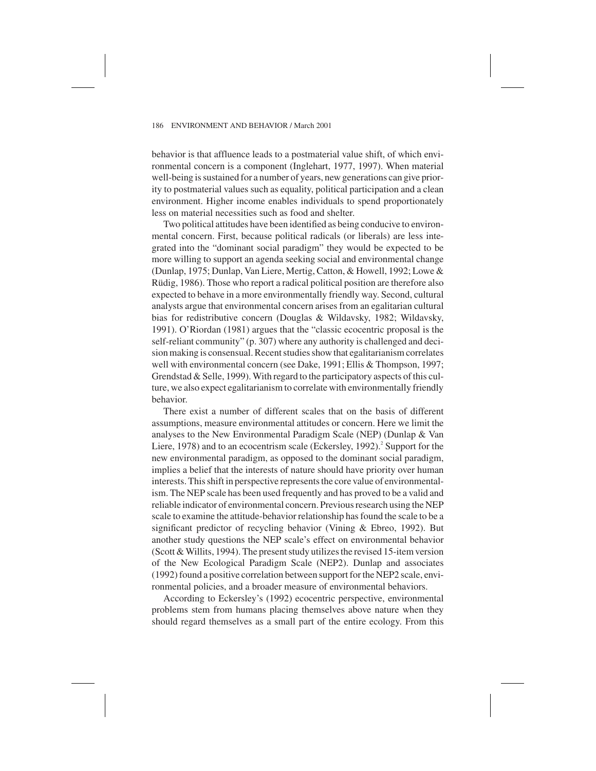behavior is that affluence leads to a postmaterial value shift, of which environmental concern is a component (Inglehart, 1977, 1997). When material well-being is sustained for a number of years, new generations can give priority to postmaterial values such as equality, political participation and a clean environment. Higher income enables individuals to spend proportionately less on material necessities such as food and shelter.

Two political attitudes have been identified as being conducive to environmental concern. First, because political radicals (or liberals) are less integrated into the "dominant social paradigm" they would be expected to be more willing to support an agenda seeking social and environmental change (Dunlap, 1975; Dunlap, Van Liere, Mertig, Catton, & Howell, 1992; Lowe & Rüdig, 1986). Those who report a radical political position are therefore also expected to behave in a more environmentally friendly way. Second, cultural analysts argue that environmental concern arises from an egalitarian cultural bias for redistributive concern (Douglas & Wildavsky, 1982; Wildavsky, 1991). O'Riordan (1981) argues that the "classic ecocentric proposal is the self-reliant community" (p. 307) where any authority is challenged and decision making is consensual. Recent studies show that egalitarianism correlates well with environmental concern (see Dake, 1991; Ellis & Thompson, 1997; Grendstad & Selle, 1999). With regard to the participatory aspects of this culture, we also expect egalitarianism to correlate with environmentally friendly behavior.

There exist a number of different scales that on the basis of different assumptions, measure environmental attitudes or concern. Here we limit the analyses to the New Environmental Paradigm Scale (NEP) (Dunlap & Van Liere, 1978) and to an ecocentrism scale (Eckersley, 1992).[2] Support for the new environmental paradigm, as opposed to the dominant social paradigm, implies a belief that the interests of nature should have priority over human interests. This shift in perspective represents the core value of environmentalism. The NEP scale has been used frequently and has proved to be a valid and reliable indicator of environmental concern. Previous research using the NEP scale to examine the attitude-behavior relationship has found the scale to be a significant predictor of recycling behavior (Vining & Ebreo, 1992). But another study questions the NEP scale's effect on environmental behavior (Scott & Willits, 1994). The present study utilizes the revised 15-item version of the New Ecological Paradigm Scale (NEP2). Dunlap and associates (1992) found a positive correlation between support for the NEP2 scale, environmental policies, and a broader measure of environmental behaviors.

According to Eckersley's (1992) ecocentric perspective, environmental problems stem from humans placing themselves above nature when they should regard themselves as a small part of the entire ecology. From this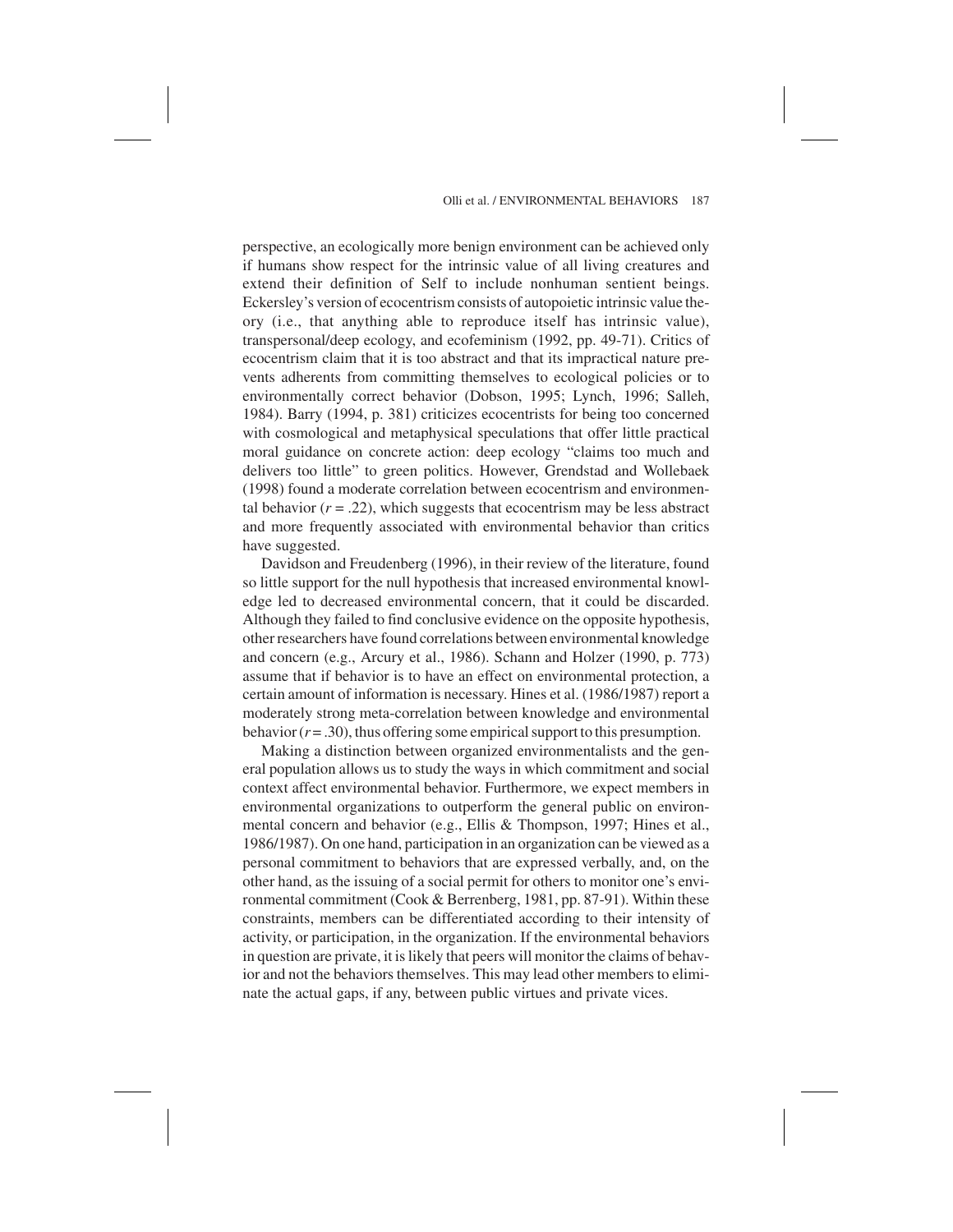perspective, an ecologically more benign environment can be achieved only if humans show respect for the intrinsic value of all living creatures and extend their definition of Self to include nonhuman sentient beings. Eckersley's version of ecocentrism consists of autopoietic intrinsic value theory (i.e., that anything able to reproduce itself has intrinsic value), transpersonal/deep ecology, and ecofeminism (1992, pp. 49-71). Critics of ecocentrism claim that it is too abstract and that its impractical nature prevents adherents from committing themselves to ecological policies or to environmentally correct behavior (Dobson, 1995; Lynch, 1996; Salleh, 1984). Barry (1994, p. 381) criticizes ecocentrists for being too concerned with cosmological and metaphysical speculations that offer little practical moral guidance on concrete action: deep ecology "claims too much and delivers too little" to green politics. However, Grendstad and Wollebaek (1998) found a moderate correlation between ecocentrism and environmental behavior ($r = .22$), which suggests that ecocentrism may be less abstract and more frequently associated with environmental behavior than critics have suggested.

Davidson and Freudenberg (1996), in their review of the literature, found so little support for the null hypothesis that increased environmental knowledge led to decreased environmental concern, that it could be discarded. Although they failed to find conclusive evidence on the opposite hypothesis, other researchers have found correlations between environmental knowledge and concern (e.g., Arcury et al., 1986). Schann and Holzer (1990, p. 773) assume that if behavior is to have an effect on environmental protection, a certain amount of information is necessary. Hines et al. (1986/1987) report a moderately strong meta-correlation between knowledge and environmental behavior ($r = .30$), thus offering some empirical support to this presumption.

Making a distinction between organized environmentalists and the general population allows us to study the ways in which commitment and social context affect environmental behavior. Furthermore, we expect members in environmental organizations to outperform the general public on environmental concern and behavior (e.g., Ellis & Thompson, 1997; Hines et al., 1986/1987). On one hand, participation in an organization can be viewed as a personal commitment to behaviors that are expressed verbally, and, on the other hand, as the issuing of a social permit for others to monitor one's environmental commitment (Cook & Berrenberg, 1981, pp. 87-91). Within these constraints, members can be differentiated according to their intensity of activity, or participation, in the organization. If the environmental behaviors in question are private, it is likely that peers will monitor the claims of behavior and not the behaviors themselves. This may lead other members to eliminate the actual gaps, if any, between public virtues and private vices.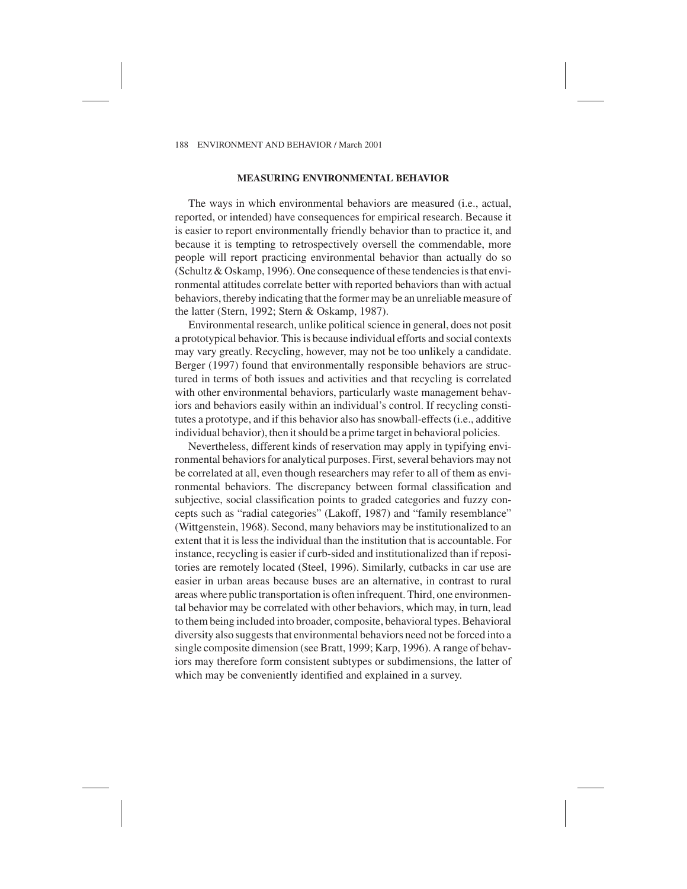## MEASURING ENVIRONMENTAL BEHAVIOR

The ways in which environmental behaviors are measured (i.e., actual, reported, or intended) have consequences for empirical research. Because it is easier to report environmentally friendly behavior than to practice it, and because it is tempting to retrospectively oversell the commendable, more people will report practicing environmental behavior than actually do so (Schultz & Oskamp, 1996). One consequence of these tendencies is that environmental attitudes correlate better with reported behaviors than with actual behaviors, thereby indicating that the former may be an unreliable measure of the latter (Stern, 1992; Stern & Oskamp, 1987).

Environmental research, unlike political science in general, does not posit a prototypical behavior. This is because individual efforts and social contexts may vary greatly. Recycling, however, may not be too unlikely a candidate. Berger (1997) found that environmentally responsible behaviors are structured in terms of both issues and activities and that recycling is correlated with other environmental behaviors, particularly waste management behaviors and behaviors easily within an individual's control. If recycling constitutes a prototype, and if this behavior also has snowball-effects (i.e., additive individual behavior), then it should be a prime target in behavioral policies.

Nevertheless, different kinds of reservation may apply in typifying environmental behaviors for analytical purposes. First, several behaviors may not be correlated at all, even though researchers may refer to all of them as environmental behaviors. The discrepancy between formal classification and subjective, social classification points to graded categories and fuzzy concepts such as "radial categories" (Lakoff, 1987) and "family resemblance" (Wittgenstein, 1968). Second, many behaviors may be institutionalized to an extent that it is less the individual than the institution that is accountable. For instance, recycling is easier if curb-sided and institutionalized than if repositories are remotely located (Steel, 1996). Similarly, cutbacks in car use are easier in urban areas because buses are an alternative, in contrast to rural areas where public transportation is often infrequent. Third, one environmental behavior may be correlated with other behaviors, which may, in turn, lead to them being included into broader, composite, behavioral types. Behavioral diversity also suggests that environmental behaviors need not be forced into a single composite dimension (see Bratt, 1999; Karp, 1996). A range of behaviors may therefore form consistent subtypes or subdimensions, the latter of which may be conveniently identified and explained in a survey.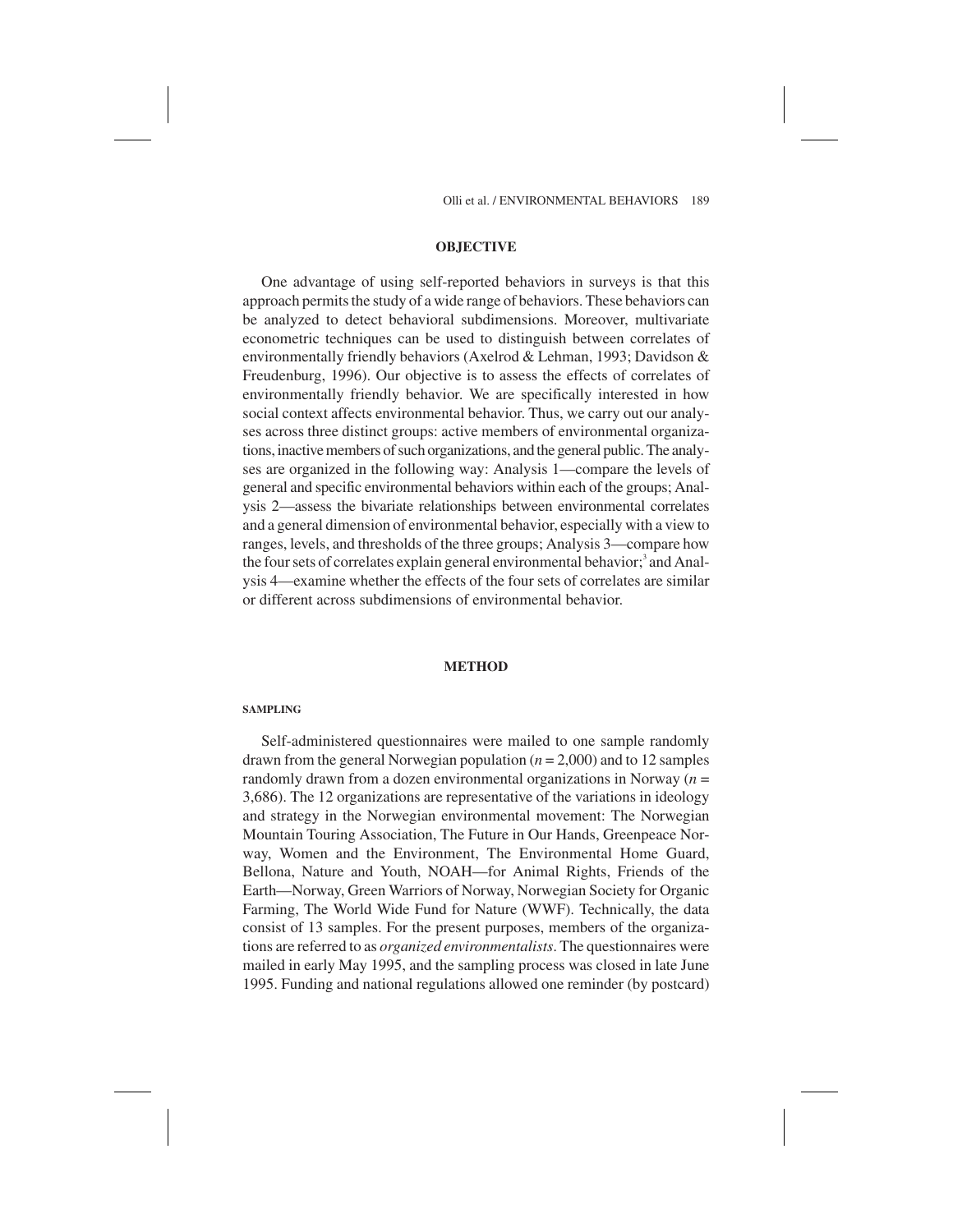## OBJECTIVE

One advantage of using self-reported behaviors in surveys is that this approach permits the study of a wide range of behaviors. These behaviors can be analyzed to detect behavioral subdimensions. Moreover, multivariate econometric techniques can be used to distinguish between correlates of environmentally friendly behaviors (Axelrod & Lehman, 1993; Davidson & Freudenburg, 1996). Our objective is to assess the effects of correlates of environmentally friendly behavior. We are specifically interested in how social context affects environmental behavior. Thus, we carry out our analyses across three distinct groups: active members of environmental organizations, inactive members of such organizations, and the general public. The analyses are organized in the following way: Analysis 1—compare the levels of general and specific environmental behaviors within each of the groups; Analysis 2—assess the bivariate relationships between environmental correlates and a general dimension of environmental behavior, especially with a view to ranges, levels, and thresholds of the three groups; Analysis 3—compare how the four sets of correlates explain general environmental behavior;[3] and Analysis 4—examine whether the effects of the four sets of correlates are similar or different across subdimensions of environmental behavior.

## METHOD

### SAMPLING

Self-administered questionnaires were mailed to one sample randomly drawn from the general Norwegian population ($n = 2,000$) and to 12 samples randomly drawn from a dozen environmental organizations in Norway ($n = 3,686$). The 12 organizations are representative of the variations in ideology and strategy in the Norwegian environmental movement: The Norwegian Mountain Touring Association, The Future in Our Hands, Greenpeace Norway, Women and the Environment, The Environmental Home Guard, Bellona, Nature and Youth, NOAH—for Animal Rights, Friends of the Earth—Norway, Green Warriors of Norway, Norwegian Society for Organic Farming, The World Wide Fund for Nature (WWF). Technically, the data consist of 13 samples. For the present purposes, members of the organizations are referred to as *organized environmentalists*. The questionnaires were mailed in early May 1995, and the sampling process was closed in late June 1995. Funding and national regulations allowed one reminder (by postcard)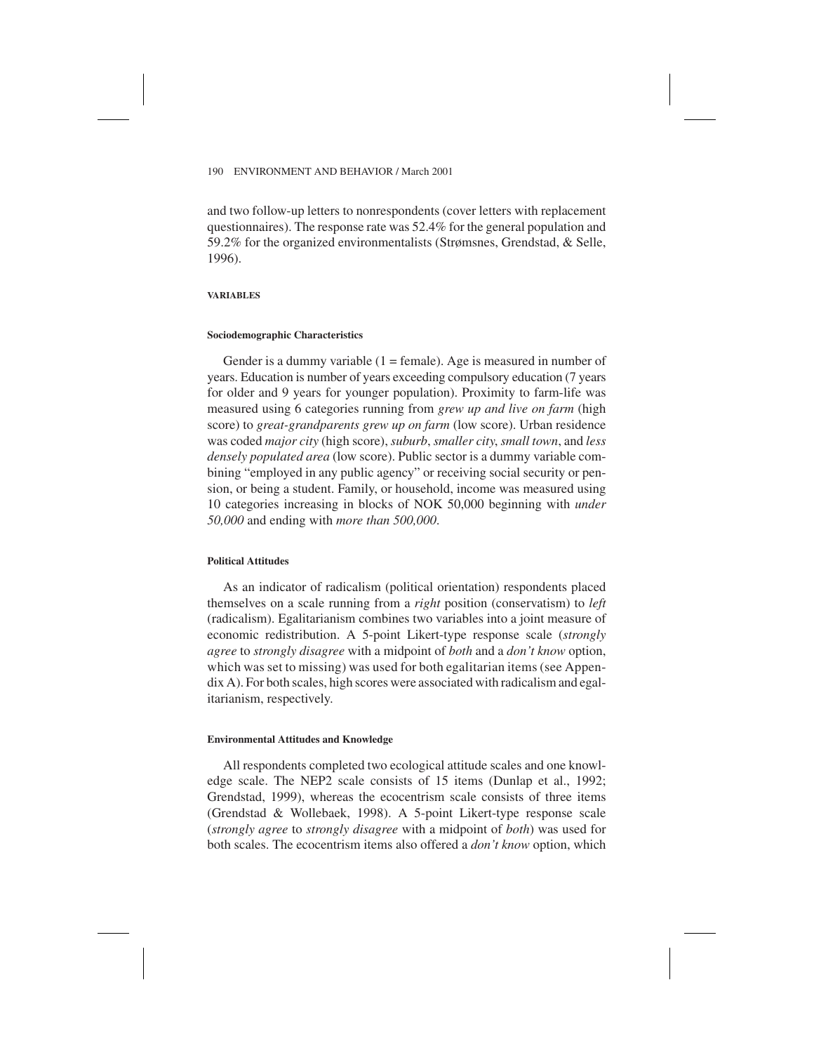and two follow-up letters to nonrespondents (cover letters with replacement questionnaires). The response rate was 52.4% for the general population and 59.2% for the organized environmentalists (Strømsnes, Grendstad, & Selle, 1996).

## VARIABLES

### Sociodemographic Characteristics

Gender is a dummy variable (1 = female). Age is measured in number of years. Education is number of years exceeding compulsory education (7 years for older and 9 years for younger population). Proximity to farm-life was measured using 6 categories running from *grew up and live on farm* (high score) to *great-grandparents grew up on farm* (low score). Urban residence was coded *major city* (high score), *suburb*, *smaller city*, *small town*, and *less densely populated area* (low score). Public sector is a dummy variable combining "employed in any public agency" or receiving social security or pension, or being a student. Family, or household, income was measured using 10 categories increasing in blocks of NOK 50,000 beginning with *under 50,000* and ending with *more than 500,000*.

### Political Attitudes

As an indicator of radicalism (political orientation) respondents placed themselves on a scale running from a *right* position (conservatism) to *left* (radicalism). Egalitarianism combines two variables into a joint measure of economic redistribution. A 5-point Likert-type response scale (*strongly agree* to *strongly disagree* with a midpoint of *both* and a *don't know* option, which was set to missing) was used for both egalitarian items (see Appendix A). For both scales, high scores were associated with radicalism and egalitarianism, respectively.

### Environmental Attitudes and Knowledge

All respondents completed two ecological attitude scales and one knowledge scale. The NEP2 scale consists of 15 items (Dunlap et al., 1992; Grendstad, 1999), whereas the ecocentrism scale consists of three items (Grendstad & Wollebaek, 1998). A 5-point Likert-type response scale (*strongly agree* to *strongly disagree* with a midpoint of *both*) was used for both scales. The ecocentrism items also offered a *don't know* option, which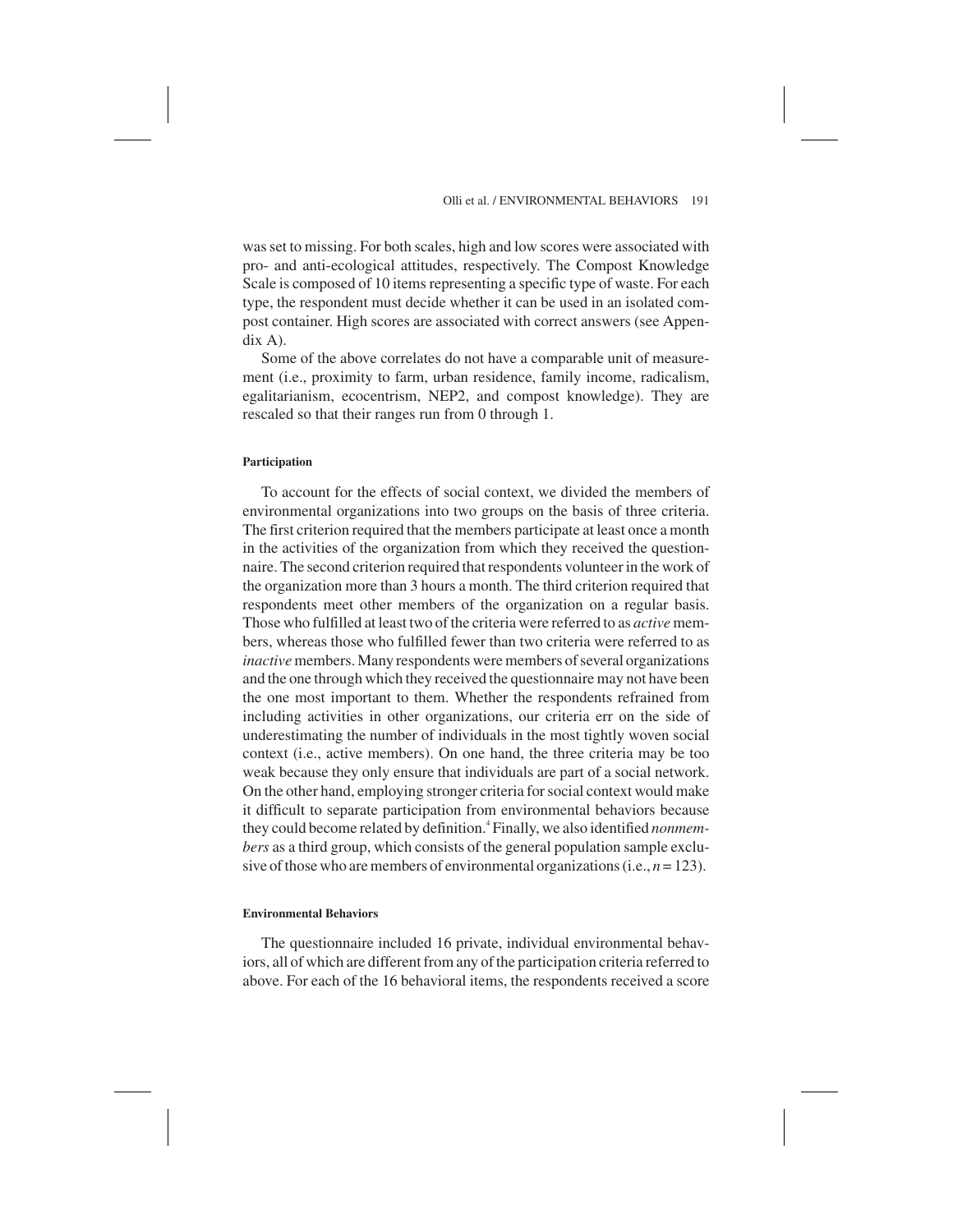was set to missing. For both scales, high and low scores were associated with pro- and anti-ecological attitudes, respectively. The Compost Knowledge Scale is composed of 10 items representing a specific type of waste. For each type, the respondent must decide whether it can be used in an isolated compost container. High scores are associated with correct answers (see Appendix A).

Some of the above correlates do not have a comparable unit of measurement (i.e., proximity to farm, urban residence, family income, radicalism, egalitarianism, ecocentrism, NEP2, and compost knowledge). They are rescaled so that their ranges run from 0 through 1.

#### Participation

To account for the effects of social context, we divided the members of environmental organizations into two groups on the basis of three criteria. The first criterion required that the members participate at least once a month in the activities of the organization from which they received the questionnaire. The second criterion required that respondents volunteer in the work of the organization more than 3 hours a month. The third criterion required that respondents meet other members of the organization on a regular basis. Those who fulfilled at least two of the criteria were referred to as *active* members, whereas those who fulfilled fewer than two criteria were referred to as *inactive* members. Many respondents were members of several organizations and the one through which they received the questionnaire may not have been the one most important to them. Whether the respondents refrained from including activities in other organizations, our criteria err on the side of underestimating the number of individuals in the most tightly woven social context (i.e., active members). On one hand, the three criteria may be too weak because they only ensure that individuals are part of a social network. On the other hand, employing stronger criteria for social context would make it difficult to separate participation from environmental behaviors because they could become related by definition.[4] Finally, we also identified *nonmembers* as a third group, which consists of the general population sample exclusive of those who are members of environmental organizations (i.e., $n = 123$).

#### Environmental Behaviors

The questionnaire included 16 private, individual environmental behaviors, all of which are different from any of the participation criteria referred to above. For each of the 16 behavioral items, the respondents received a score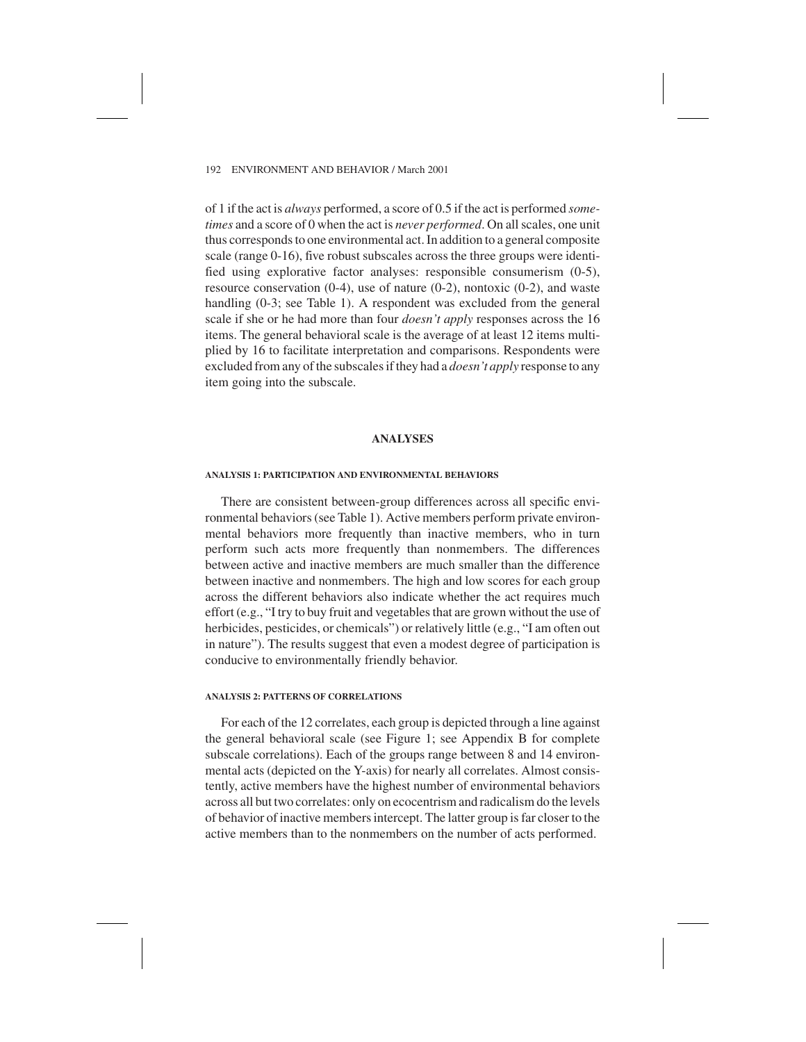of 1 if the act is *always* performed, a score of 0.5 if the act is performed *sometimes* and a score of 0 when the act is *never performed*. On all scales, one unit thus corresponds to one environmental act. In addition to a general composite scale (range 0-16), five robust subscales across the three groups were identified using explorative factor analyses: responsible consumerism (0-5), resource conservation (0-4), use of nature (0-2), nontoxic (0-2), and waste handling (0-3; see Table 1). A respondent was excluded from the general scale if she or he had more than four *doesn't apply* responses across the 16 items. The general behavioral scale is the average of at least 12 items multiplied by 16 to facilitate interpretation and comparisons. Respondents were excluded from any of the subscales if they had a *doesn't apply* response to any item going into the subscale.

## ANALYSES

### ANALYSIS 1: PARTICIPATION AND ENVIRONMENTAL BEHAVIORS

There are consistent between-group differences across all specific environmental behaviors (see Table 1). Active members perform private environmental behaviors more frequently than inactive members, who in turn perform such acts more frequently than nonmembers. The differences between active and inactive members are much smaller than the difference between inactive and nonmembers. The high and low scores for each group across the different behaviors also indicate whether the act requires much effort (e.g., "I try to buy fruit and vegetables that are grown without the use of herbicides, pesticides, or chemicals") or relatively little (e.g., "I am often out in nature"). The results suggest that even a modest degree of participation is conducive to environmentally friendly behavior.

### ANALYSIS 2: PATTERNS OF CORRELATIONS

For each of the 12 correlates, each group is depicted through a line against the general behavioral scale (see Figure 1; see Appendix B for complete subscale correlations). Each of the groups range between 8 and 14 environmental acts (depicted on the Y-axis) for nearly all correlates. Almost consistently, active members have the highest number of environmental behaviors across all but two correlates: only on ecocentrism and radicalism do the levels of behavior of inactive members intercept. The latter group is far closer to the active members than to the nonmembers on the number of acts performed.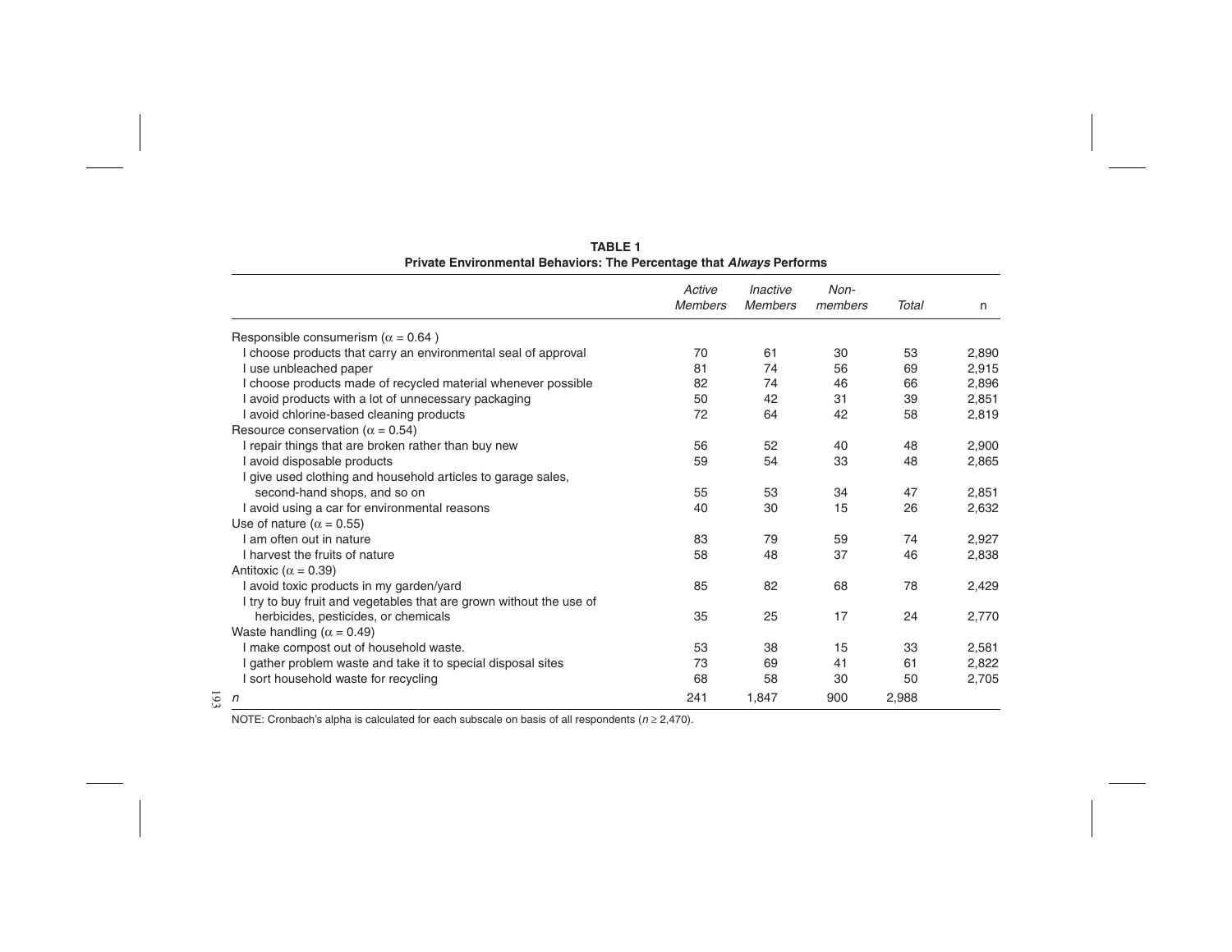**TABLE 1**
**Private Environmental Behaviors: The Percentage that *Always* Performs**

| | *Active Members* | *Inactive Members* | *Non-members* | *Total* | n |
|---|---|---|---|---|---|
| Responsible consumerism ($\alpha = 0.64$ ) | | | | | |
| I choose products that carry an environmental seal of approval | 70 | 61 | 30 | 53 | 2,890 |
| I use unbleached paper | 81 | 74 | 56 | 69 | 2,915 |
| I choose products made of recycled material whenever possible | 82 | 74 | 46 | 66 | 2,896 |
| I avoid products with a lot of unnecessary packaging | 50 | 42 | 31 | 39 | 2,851 |
| I avoid chlorine-based cleaning products | 72 | 64 | 42 | 58 | 2,819 |
| Resource conservation ($\alpha = 0.54$) | | | | | |
| I repair things that are broken rather than buy new | 56 | 52 | 40 | 48 | 2,900 |
| I avoid disposable products | 59 | 54 | 33 | 48 | 2,865 |
| I give used clothing and household articles to garage sales, second-hand shops, and so on | 55 | 53 | 34 | 47 | 2,851 |
| I avoid using a car for environmental reasons | 40 | 30 | 15 | 26 | 2,632 |
| Use of nature ($\alpha = 0.55$) | | | | | |
| I am often out in nature | 83 | 79 | 59 | 74 | 2,927 |
| I harvest the fruits of nature | 58 | 48 | 37 | 46 | 2,838 |
| Antitoxic ($\alpha = 0.39$) | | | | | |
| I avoid toxic products in my garden/yard | 85 | 82 | 68 | 78 | 2,429 |
| I try to buy fruit and vegetables that are grown without the use of herbicides, pesticides, or chemicals | 35 | 25 | 17 | 24 | 2,770 |
| Waste handling ($\alpha = 0.49$) | | | | | |
| I make compost out of household waste. | 53 | 38 | 15 | 33 | 2,581 |
| I gather problem waste and take it to special disposal sites | 73 | 69 | 41 | 61 | 2,822 |
| I sort household waste for recycling | 68 | 58 | 30 | 50 | 2,705 |
| *n* | 241 | 1,847 | 900 | 2,988 | |

NOTE: Cronbach's alpha is calculated for each subscale on basis of all respondents ($n \geq 2,470$).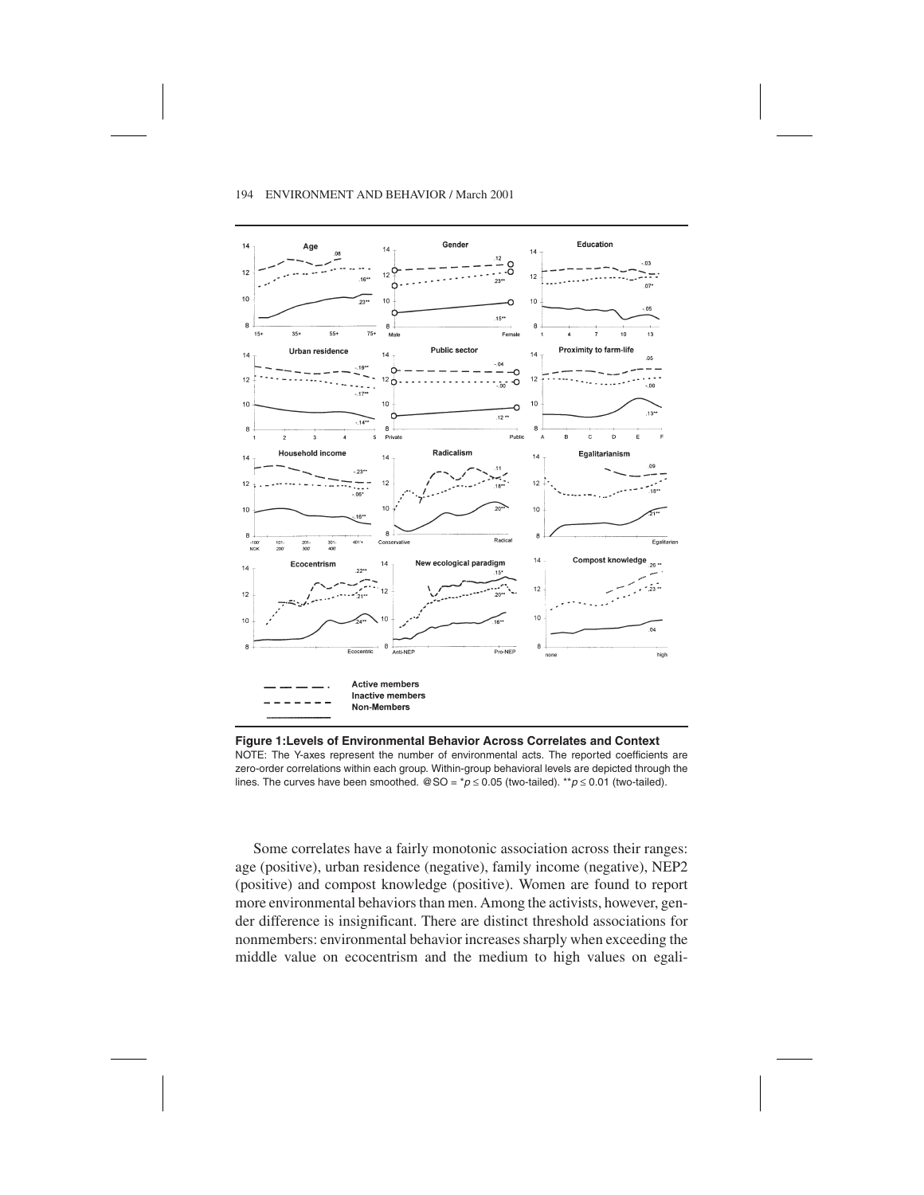**Figure 1: Levels of Environmental Behavior Across Correlates and Context**

NOTE: The Y-axes represent the number of environmental acts. The reported coefficients are zero-order correlations within each group. Within-group behavioral levels are depicted through the lines. The curves have been smoothed. @SO = $^{*}p \leq 0.05$ (two-tailed). $^{**}p \leq 0.01$ (two-tailed).

Some correlates have a fairly monotonic association across their ranges: age (positive), urban residence (negative), family income (negative), NEP2 (positive) and compost knowledge (positive). Women are found to report more environmental behaviors than men. Among the activists, however, gender difference is insignificant. There are distinct threshold associations for nonmembers: environmental behavior increases sharply when exceeding the middle value on ecocentrism and the medium to high values on egali-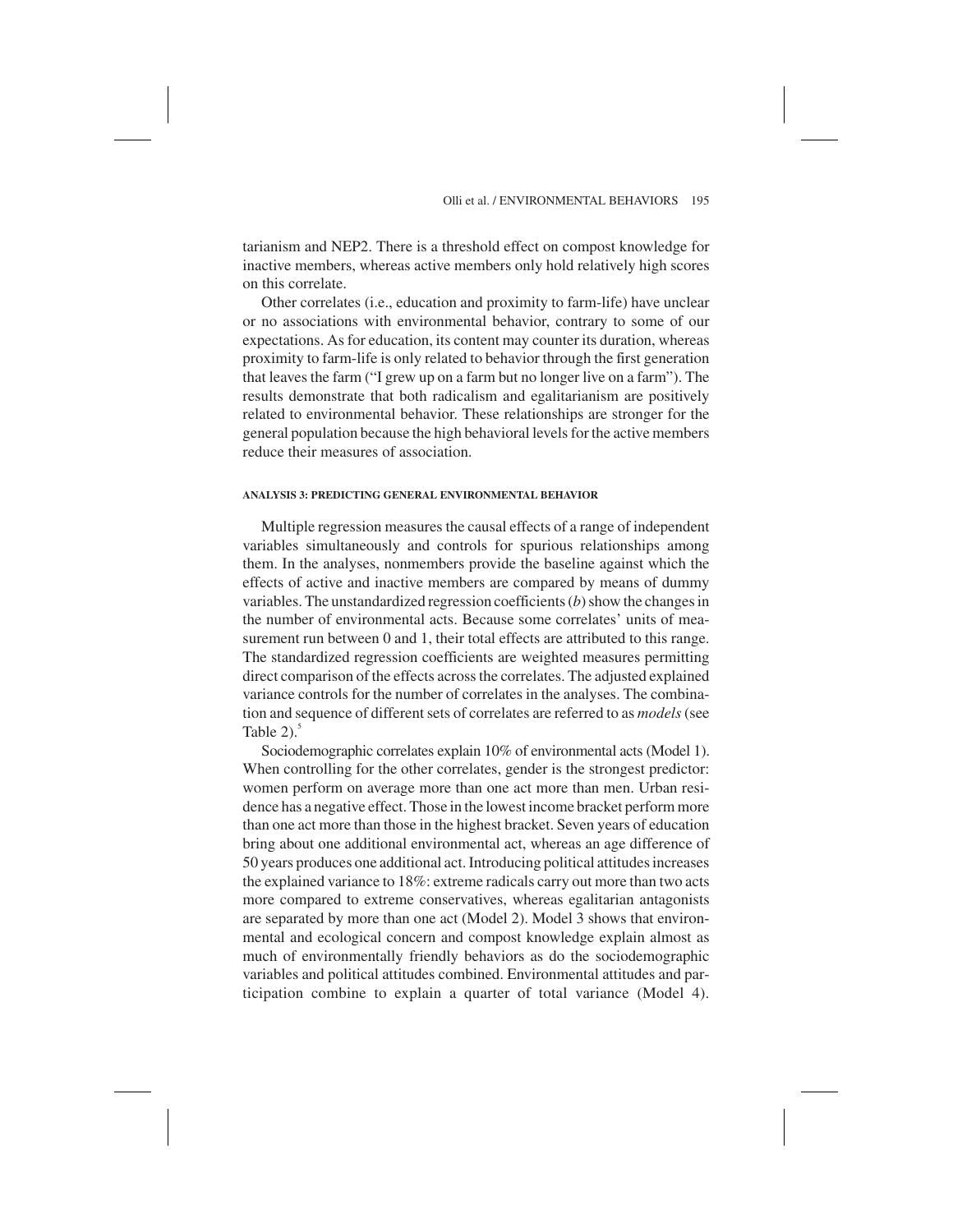tarianism and NEP2. There is a threshold effect on compost knowledge for inactive members, whereas active members only hold relatively high scores on this correlate.

Other correlates (i.e., education and proximity to farm-life) have unclear or no associations with environmental behavior, contrary to some of our expectations. As for education, its content may counter its duration, whereas proximity to farm-life is only related to behavior through the first generation that leaves the farm ("I grew up on a farm but no longer live on a farm"). The results demonstrate that both radicalism and egalitarianism are positively related to environmental behavior. These relationships are stronger for the general population because the high behavioral levels for the active members reduce their measures of association.

#### ANALYSIS 3: PREDICTING GENERAL ENVIRONMENTAL BEHAVIOR

Multiple regression measures the causal effects of a range of independent variables simultaneously and controls for spurious relationships among them. In the analyses, nonmembers provide the baseline against which the effects of active and inactive members are compared by means of dummy variables. The unstandardized regression coefficients ($b$) show the changes in the number of environmental acts. Because some correlates' units of measurement run between 0 and 1, their total effects are attributed to this range. The standardized regression coefficients are weighted measures permitting direct comparison of the effects across the correlates. The adjusted explained variance controls for the number of correlates in the analyses. The combination and sequence of different sets of correlates are referred to as *models* (see Table 2).[5]

Sociodemographic correlates explain 10% of environmental acts (Model 1). When controlling for the other correlates, gender is the strongest predictor: women perform on average more than one act more than men. Urban residence has a negative effect. Those in the lowest income bracket perform more than one act more than those in the highest bracket. Seven years of education bring about one additional environmental act, whereas an age difference of 50 years produces one additional act. Introducing political attitudes increases the explained variance to 18%: extreme radicals carry out more than two acts more compared to extreme conservatives, whereas egalitarian antagonists are separated by more than one act (Model 2). Model 3 shows that environmental and ecological concern and compost knowledge explain almost as much of environmentally friendly behaviors as do the sociodemographic variables and political attitudes combined. Environmental attitudes and participation combine to explain a quarter of total variance (Model 4).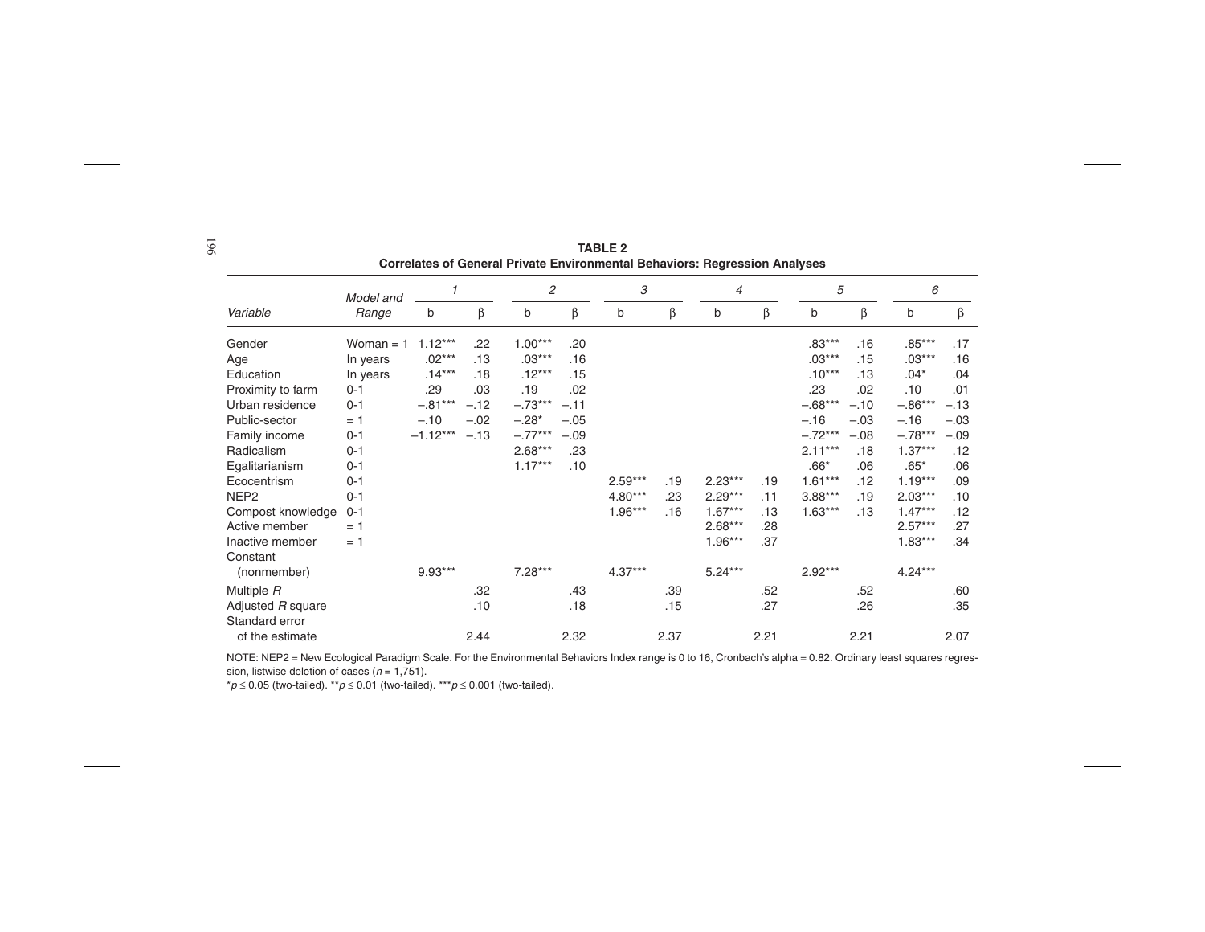**TABLE 2**
**Correlates of General Private Environmental Behaviors: Regression Analyses**

| *Variable* | *Model and Range* | *1* b | *1* β | *2* b | *2* β | *3* b | *3* β | *4* b | *4* β | *5* b | *5* β | *6* b | *6* β |
|---|---|---|---|---|---|---|---|---|---|---|---|---|---|
| Gender | Woman = 1 | 1.12*** | .22 | 1.00*** | .20 | | | | | .83*** | .16 | .85*** | .17 |
| Age | In years | .02*** | .13 | .03*** | .16 | | | | | .03*** | .15 | .03*** | .16 |
| Education | In years | .14*** | .18 | .12*** | .15 | | | | | .10*** | .13 | .04* | .04 |
| Proximity to farm | 0-1 | .29 | .03 | .19 | .02 | | | | | .23 | .02 | .10 | .01 |
| Urban residence | 0-1 | –.81*** | –.12 | –.73*** | –.11 | | | | | –.68*** | –.10 | –.86*** | –.13 |
| Public-sector | = 1 | –.10 | –.02 | –.28* | –.05 | | | | | –.16 | –.03 | –.16 | –.03 |
| Family income | 0-1 | –1.12*** | –.13 | –.77*** | –.09 | | | | | –.72*** | –.08 | –.78*** | –.09 |
| Radicalism | 0-1 | | | 2.68*** | .23 | | | | | 2.11*** | .18 | 1.37*** | .12 |
| Egalitarianism | 0-1 | | | 1.17*** | .10 | | | | | .66* | .06 | .65* | .06 |
| Ecocentrism | 0-1 | | | | | 2.59*** | .19 | 2.23*** | .19 | 1.61*** | .12 | 1.19*** | .09 |
| NEP2 | 0-1 | | | | | 4.80*** | .23 | 2.29*** | .11 | 3.88*** | .19 | 2.03*** | .10 |
| Compost knowledge | 0-1 | | | | | 1.96*** | .16 | 1.67*** | .13 | 1.63*** | .13 | 1.47*** | .12 |
| Active member | = 1 | | | | | | | 2.68*** | .28 | | | 2.57*** | .27 |
| Inactive member | = 1 | | | | | | | 1.96*** | .37 | | | 1.83*** | .34 |
| Constant (nonmember) | | 9.93*** | | 7.28*** | | 4.37*** | | 5.24*** | | 2.92*** | | 4.24*** | |
| Multiple *R* | | | .32 | | .43 | | .39 | | .52 | | .52 | | .60 |
| Adjusted *R* square | | | .10 | | .18 | | .15 | | .27 | | .26 | | .35 |
| Standard error of the estimate | | | 2.44 | | 2.32 | | 2.37 | | 2.21 | | 2.21 | | 2.07 |

NOTE: NEP2 = New Ecological Paradigm Scale. For the Environmental Behaviors Index range is 0 to 16, Cronbach's alpha = 0.82. Ordinary least squares regression, listwise deletion of cases ($n$ = 1,751).

*$p \leq 0.05$ (two-tailed). **$p \leq 0.01$ (two-tailed). ***$p \leq 0.001$ (two-tailed).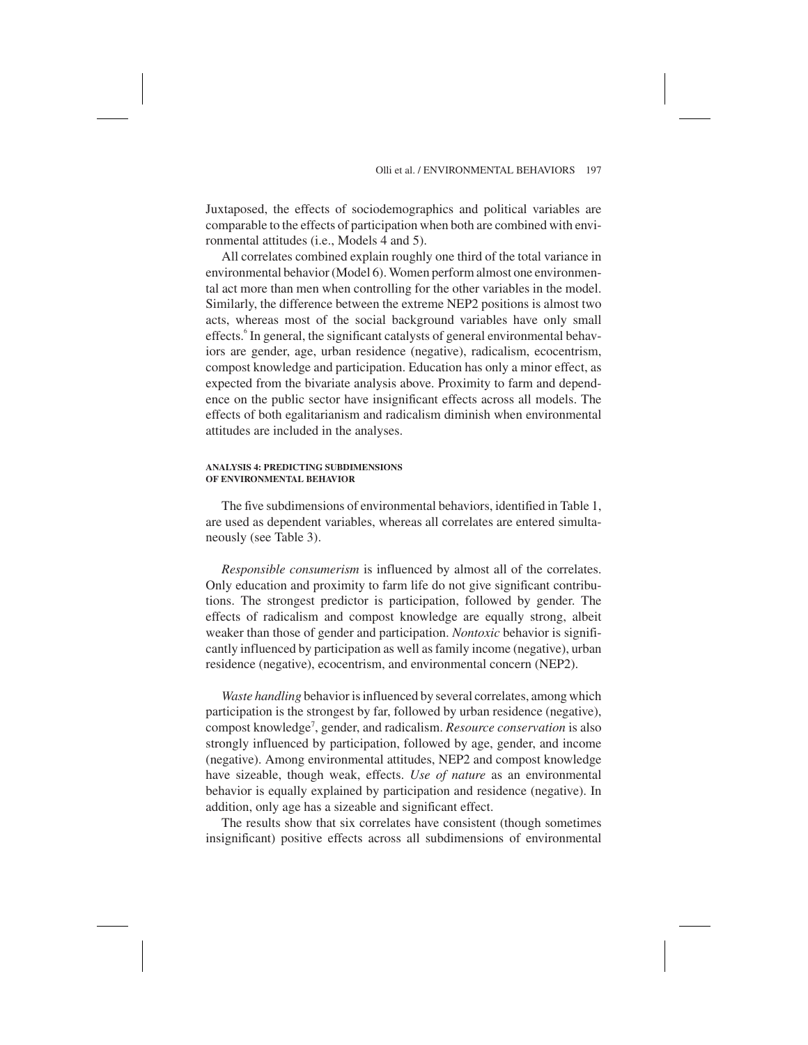Juxtaposed, the effects of sociodemographics and political variables are comparable to the effects of participation when both are combined with environmental attitudes (i.e., Models 4 and 5).

All correlates combined explain roughly one third of the total variance in environmental behavior (Model 6). Women perform almost one environmental act more than men when controlling for the other variables in the model. Similarly, the difference between the extreme NEP2 positions is almost two acts, whereas most of the social background variables have only small effects.[6] In general, the significant catalysts of general environmental behaviors are gender, age, urban residence (negative), radicalism, ecocentrism, compost knowledge and participation. Education has only a minor effect, as expected from the bivariate analysis above. Proximity to farm and dependence on the public sector have insignificant effects across all models. The effects of both egalitarianism and radicalism diminish when environmental attitudes are included in the analyses.

#### ANALYSIS 4: PREDICTING SUBDIMENSIONS OF ENVIRONMENTAL BEHAVIOR

The five subdimensions of environmental behaviors, identified in Table 1, are used as dependent variables, whereas all correlates are entered simultaneously (see Table 3).

*Responsible consumerism* is influenced by almost all of the correlates. Only education and proximity to farm life do not give significant contributions. The strongest predictor is participation, followed by gender. The effects of radicalism and compost knowledge are equally strong, albeit weaker than those of gender and participation. *Nontoxic* behavior is significantly influenced by participation as well as family income (negative), urban residence (negative), ecocentrism, and environmental concern (NEP2).

*Waste handling* behavior is influenced by several correlates, among which participation is the strongest by far, followed by urban residence (negative), compost knowledge[7], gender, and radicalism. *Resource conservation* is also strongly influenced by participation, followed by age, gender, and income (negative). Among environmental attitudes, NEP2 and compost knowledge have sizeable, though weak, effects. *Use of nature* as an environmental behavior is equally explained by participation and residence (negative). In addition, only age has a sizeable and significant effect.

The results show that six correlates have consistent (though sometimes insignificant) positive effects across all subdimensions of environmental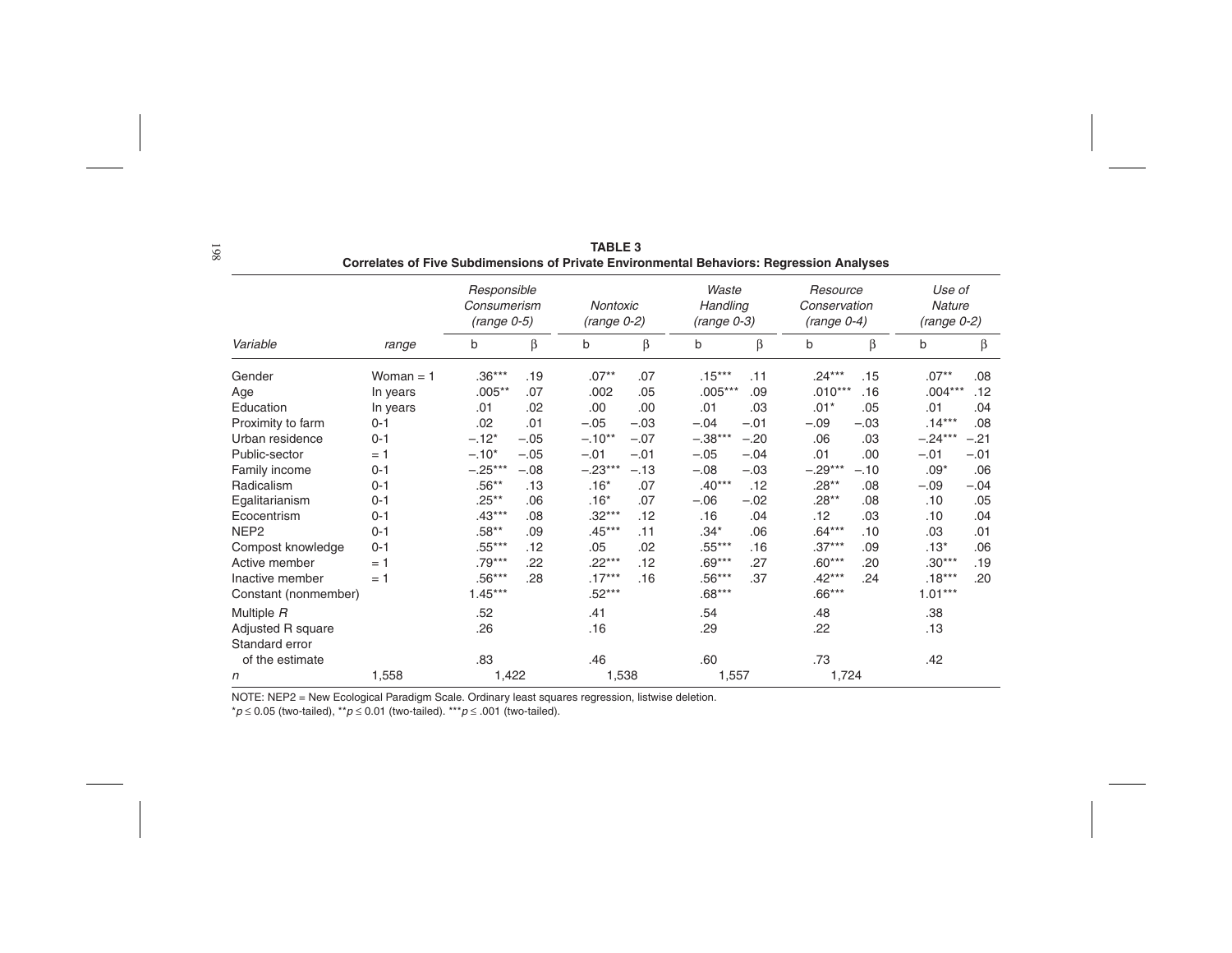**TABLE 3**
**Correlates of Five Subdimensions of Private Environmental Behaviors: Regression Analyses**

| | | *Responsible Consumerism (range 0-5)* | | *Nontoxic (range 0-2)* | | *Waste Handling (range 0-3)* | | *Resource Conservation (range 0-4)* | | *Use of Nature (range 0-2)* | |
|---|---|---|---|---|---|---|---|---|---|---|---|
| *Variable* | *range* | b | β | b | β | b | β | b | β | b | β |
| Gender | Woman = 1 | .36*** | .19 | .07** | .07 | .15*** | .11 | .24*** | .15 | .07** | .08 |
| Age | In years | .005** | .07 | .002 | .05 | .005*** | .09 | .010*** | .16 | .004*** | .12 |
| Education | In years | .01 | .02 | .00 | .00 | .01 | .03 | .01* | .05 | .01 | .04 |
| Proximity to farm | 0-1 | .02 | .01 | –.05 | –.03 | –.04 | –.01 | –.09 | –.03 | .14*** | .08 |
| Urban residence | 0-1 | –.12* | –.05 | –.10** | –.07 | –.38*** | –.20 | .06 | .03 | –.24*** | –.21 |
| Public-sector | = 1 | –.10* | –.05 | –.01 | –.01 | –.05 | –.04 | .01 | .00 | –.01 | –.01 |
| Family income | 0-1 | –.25*** | –.08 | –.23*** | –.13 | –.08 | –.03 | –.29*** | –.10 | .09* | .06 |
| Radicalism | 0-1 | .56** | .13 | .16* | .07 | .40*** | .12 | .28** | .08 | –.09 | –.04 |
| Egalitarianism | 0-1 | .25** | .06 | .16* | .07 | –.06 | –.02 | .28** | .08 | .10 | .05 |
| Ecocentrism | 0-1 | .43*** | .08 | .32*** | .12 | .16 | .04 | .12 | .03 | .10 | .04 |
| NEP2 | 0-1 | .58** | .09 | .45*** | .11 | .34* | .06 | .64*** | .10 | .03 | .01 |
| Compost knowledge | 0-1 | .55*** | .12 | .05 | .02 | .55*** | .16 | .37*** | .09 | .13* | .06 |
| Active member | = 1 | .79*** | .22 | .22*** | .12 | .69*** | .27 | .60*** | .20 | .30*** | .19 |
| Inactive member | = 1 | .56*** | .28 | .17*** | .16 | .56*** | .37 | .42*** | .24 | .18*** | .20 |
| Constant (nonmember) | | 1.45*** | | .52*** | | .68*** | | .66*** | | 1.01*** | |
| Multiple *R* | | .52 | | .41 | | .54 | | .48 | | .38 | |
| Adjusted R square | | .26 | | .16 | | .29 | | .22 | | .13 | |
| Standard error of the estimate | | .83 | | .46 | | .60 | | .73 | | .42 | |
| *n* | 1,558 | 1,422 | | 1,538 | | 1,557 | | 1,724 | | | |

NOTE: NEP2 = New Ecological Paradigm Scale. Ordinary least squares regression, listwise deletion.
*$p \leq 0.05$ (two-tailed), **$p \leq 0.01$ (two-tailed). ***$p \leq .001$ (two-tailed).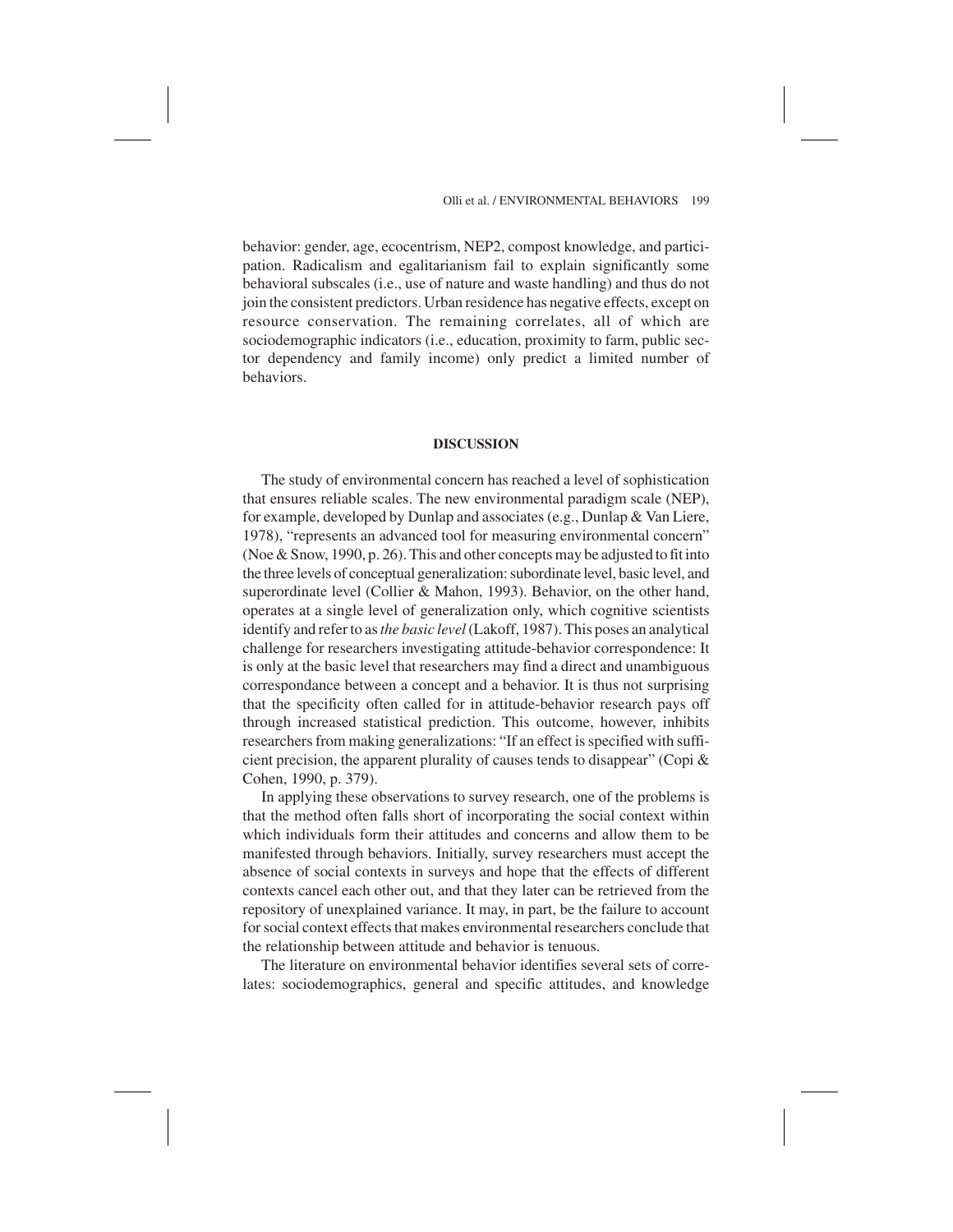behavior: gender, age, ecocentrism, NEP2, compost knowledge, and participation. Radicalism and egalitarianism fail to explain significantly some behavioral subscales (i.e., use of nature and waste handling) and thus do not join the consistent predictors. Urban residence has negative effects, except on resource conservation. The remaining correlates, all of which are sociodemographic indicators (i.e., education, proximity to farm, public sector dependency and family income) only predict a limited number of behaviors.

## DISCUSSION

The study of environmental concern has reached a level of sophistication that ensures reliable scales. The new environmental paradigm scale (NEP), for example, developed by Dunlap and associates (e.g., Dunlap & Van Liere, 1978), "represents an advanced tool for measuring environmental concern" (Noe & Snow, 1990, p. 26). This and other concepts may be adjusted to fit into the three levels of conceptual generalization: subordinate level, basic level, and superordinate level (Collier & Mahon, 1993). Behavior, on the other hand, operates at a single level of generalization only, which cognitive scientists identify and refer to as *the basic level* (Lakoff, 1987). This poses an analytical challenge for researchers investigating attitude-behavior correspondence: It is only at the basic level that researchers may find a direct and unambiguous correspondance between a concept and a behavior. It is thus not surprising that the specificity often called for in attitude-behavior research pays off through increased statistical prediction. This outcome, however, inhibits researchers from making generalizations: "If an effect is specified with sufficient precision, the apparent plurality of causes tends to disappear" (Copi & Cohen, 1990, p. 379).

In applying these observations to survey research, one of the problems is that the method often falls short of incorporating the social context within which individuals form their attitudes and concerns and allow them to be manifested through behaviors. Initially, survey researchers must accept the absence of social contexts in surveys and hope that the effects of different contexts cancel each other out, and that they later can be retrieved from the repository of unexplained variance. It may, in part, be the failure to account for social context effects that makes environmental researchers conclude that the relationship between attitude and behavior is tenuous.

The literature on environmental behavior identifies several sets of correlates: sociodemographics, general and specific attitudes, and knowledge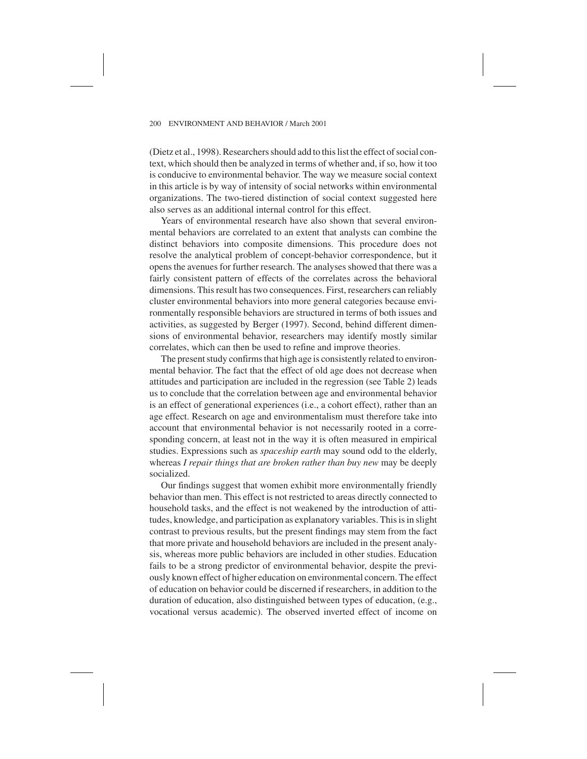(Dietz et al., 1998). Researchers should add to this list the effect of social context, which should then be analyzed in terms of whether and, if so, how it too is conducive to environmental behavior. The way we measure social context in this article is by way of intensity of social networks within environmental organizations. The two-tiered distinction of social context suggested here also serves as an additional internal control for this effect.

Years of environmental research have also shown that several environmental behaviors are correlated to an extent that analysts can combine the distinct behaviors into composite dimensions. This procedure does not resolve the analytical problem of concept-behavior correspondence, but it opens the avenues for further research. The analyses showed that there was a fairly consistent pattern of effects of the correlates across the behavioral dimensions. This result has two consequences. First, researchers can reliably cluster environmental behaviors into more general categories because environmentally responsible behaviors are structured in terms of both issues and activities, as suggested by Berger (1997). Second, behind different dimensions of environmental behavior, researchers may identify mostly similar correlates, which can then be used to refine and improve theories.

The present study confirms that high age is consistently related to environmental behavior. The fact that the effect of old age does not decrease when attitudes and participation are included in the regression (see Table 2) leads us to conclude that the correlation between age and environmental behavior is an effect of generational experiences (i.e., a cohort effect), rather than an age effect. Research on age and environmentalism must therefore take into account that environmental behavior is not necessarily rooted in a corresponding concern, at least not in the way it is often measured in empirical studies. Expressions such as *spaceship earth* may sound odd to the elderly, whereas *I repair things that are broken rather than buy new* may be deeply socialized.

Our findings suggest that women exhibit more environmentally friendly behavior than men. This effect is not restricted to areas directly connected to household tasks, and the effect is not weakened by the introduction of attitudes, knowledge, and participation as explanatory variables. This is in slight contrast to previous results, but the present findings may stem from the fact that more private and household behaviors are included in the present analysis, whereas more public behaviors are included in other studies. Education fails to be a strong predictor of environmental behavior, despite the previously known effect of higher education on environmental concern. The effect of education on behavior could be discerned if researchers, in addition to the duration of education, also distinguished between types of education, (e.g., vocational versus academic). The observed inverted effect of income on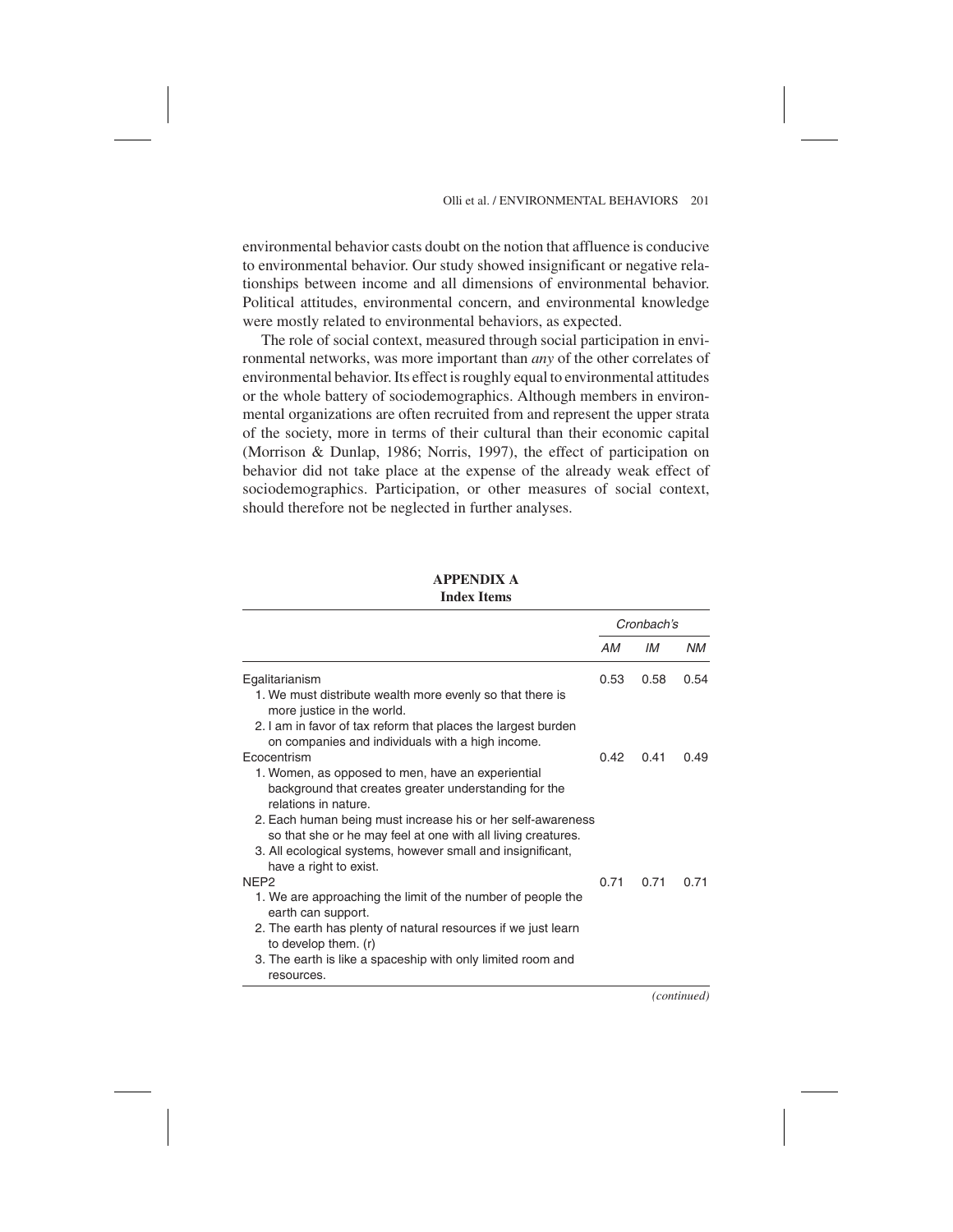environmental behavior casts doubt on the notion that affluence is conducive to environmental behavior. Our study showed insignificant or negative relationships between income and all dimensions of environmental behavior. Political attitudes, environmental concern, and environmental knowledge were mostly related to environmental behaviors, as expected.

The role of social context, measured through social participation in environmental networks, was more important than *any* of the other correlates of environmental behavior. Its effect is roughly equal to environmental attitudes or the whole battery of sociodemographics. Although members in environmental organizations are often recruited from and represent the upper strata of the society, more in terms of their cultural than their economic capital (Morrison & Dunlap, 1986; Norris, 1997), the effect of participation on behavior did not take place at the expense of the already weak effect of sociodemographics. Participation, or other measures of social context, should therefore not be neglected in further analyses.

## APPENDIX A
### Index Items

| | *Cronbach's* | | |
|---|---|---|---|
| | *AM* | *IM* | *NM* |
| Egalitarianism | 0.53 | 0.58 | 0.54 |
| 1. We must distribute wealth more evenly so that there is more justice in the world. | | | |
| 2. I am in favor of tax reform that places the largest burden on companies and individuals with a high income. | | | |
| Ecocentrism | 0.42 | 0.41 | 0.49 |
| 1. Women, as opposed to men, have an experiential background that creates greater understanding for the relations in nature. | | | |
| 2. Each human being must increase his or her self-awareness so that she or he may feel at one with all living creatures. | | | |
| 3. All ecological systems, however small and insignificant, have a right to exist. | | | |
| NEP2 | 0.71 | 0.71 | 0.71 |
| 1. We are approaching the limit of the number of people the earth can support. | | | |
| 2. The earth has plenty of natural resources if we just learn to develop them. (r) | | | |
| 3. The earth is like a spaceship with only limited room and resources. | | | |

*(continued)*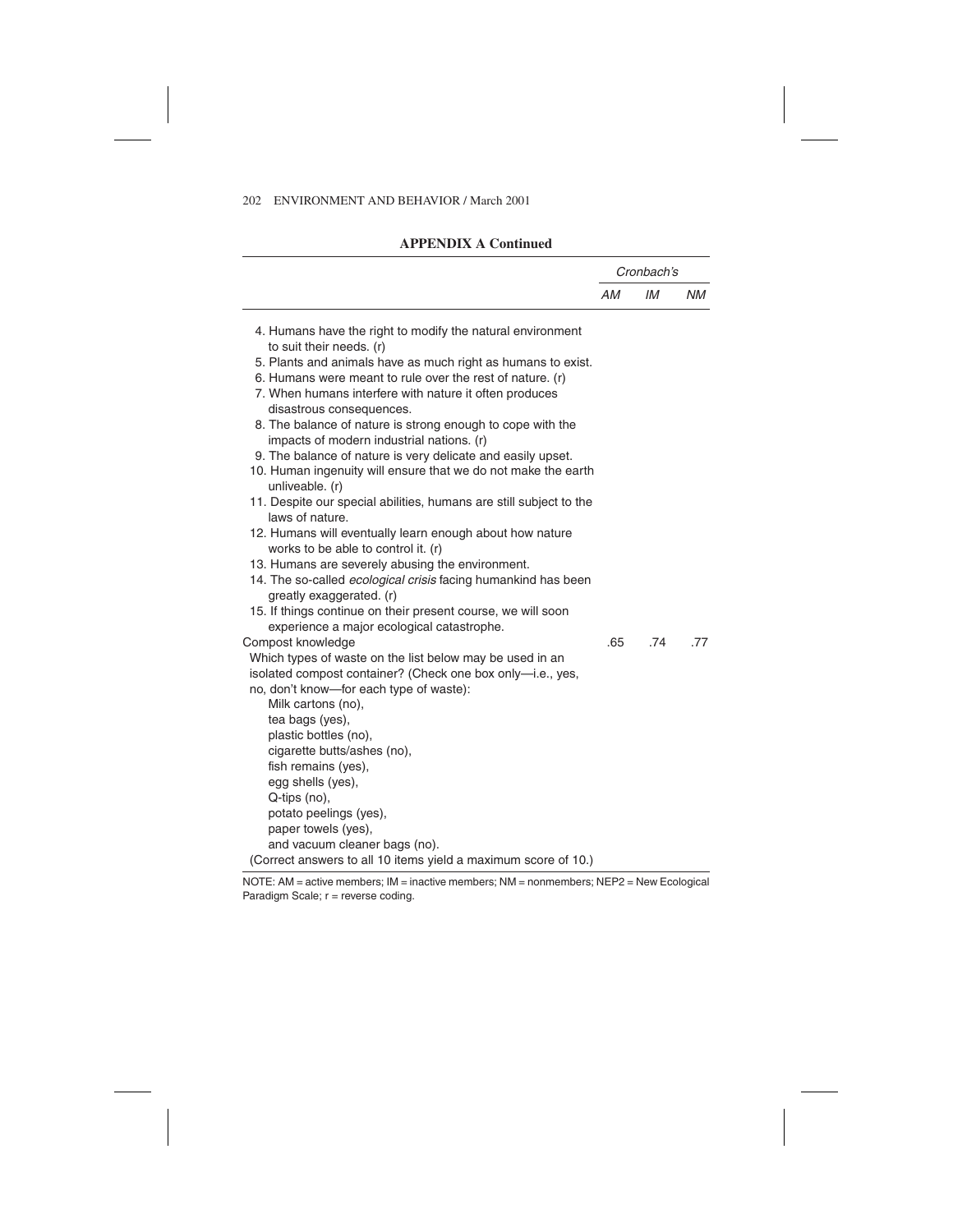**APPENDIX A Continued**

| | Cronbach's | | |
|---|---|---|---|
| | *AM* | *IM* | *NM* |
| 4. Humans have the right to modify the natural environment to suit their needs. (r) | | | |
| 5. Plants and animals have as much right as humans to exist. | | | |
| 6. Humans were meant to rule over the rest of nature. (r) | | | |
| 7. When humans interfere with nature it often produces disastrous consequences. | | | |
| 8. The balance of nature is strong enough to cope with the impacts of modern industrial nations. (r) | | | |
| 9. The balance of nature is very delicate and easily upset. | | | |
| 10. Human ingenuity will ensure that we do not make the earth unliveable. (r) | | | |
| 11. Despite our special abilities, humans are still subject to the laws of nature. | | | |
| 12. Humans will eventually learn enough about how nature works to be able to control it. (r) | | | |
| 13. Humans are severely abusing the environment. | | | |
| 14. The so-called *ecological crisis* facing humankind has been greatly exaggerated. (r) | | | |
| 15. If things continue on their present course, we will soon experience a major ecological catastrophe. | | | |
| Compost knowledge | .65 | .74 | .77 |
| Which types of waste on the list below may be used in an isolated compost container? (Check one box only—i.e., yes, no, don't know—for each type of waste): Milk cartons (no), tea bags (yes), plastic bottles (no), cigarette butts/ashes (no), fish remains (yes), egg shells (yes), Q-tips (no), potato peelings (yes), paper towels (yes), and vacuum cleaner bags (no). (Correct answers to all 10 items yield a maximum score of 10.) | | | |

NOTE: AM = active members; IM = inactive members; NM = nonmembers; NEP2 = New Ecological Paradigm Scale; r = reverse coding.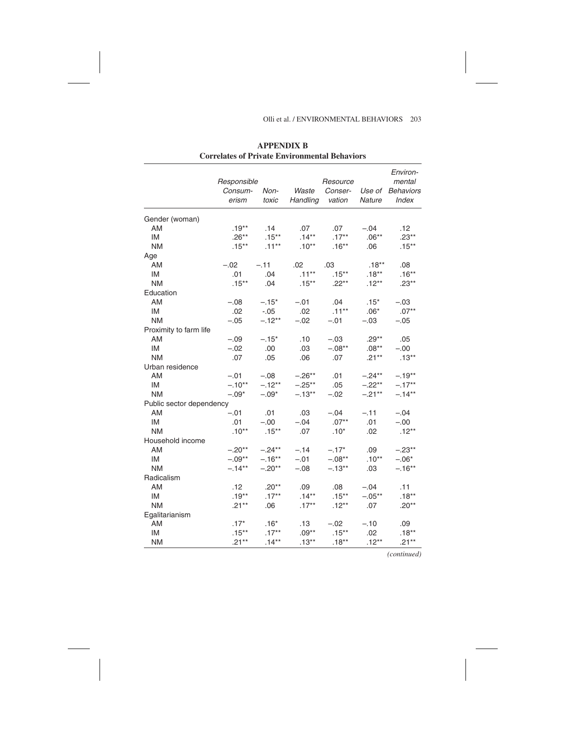## APPENDIX B
### Correlates of Private Environmental Behaviors

| | Responsible Consum-erism | Non-toxic | Waste Handling | Resource Conser-vation | Use of Nature | Environ-mental Behaviors Index |
|---|---|---|---|---|---|---|
| Gender (woman) | | | | | | |
| AM | .19** | .14 | .07 | .07 | −.04 | .12 |
| IM | .26** | .15** | .14** | .17** | .06** | .23** |
| NM | .15** | .11** | .10** | .16** | .06 | .15** |
| Age | | | | | | |
| AM | −.02 | −.11 | .02 | .03 | .18** | .08 |
| IM | .01 | .04 | .11** | .15** | .18** | .16** |
| NM | .15** | .04 | .15** | .22** | .12** | .23** |
| Education | | | | | | |
| AM | −.08 | −.15* | −.01 | .04 | .15* | −.03 |
| IM | .02 | -.05 | .02 | .11** | .06* | .07** |
| NM | −.05 | −.12** | −.02 | −.01 | −.03 | −.05 |
| Proximity to farm life | | | | | | |
| AM | −.09 | −.15* | .10 | −.03 | .29** | .05 |
| IM | −.02 | .00 | .03 | −.08** | .08** | −.00 |
| NM | .07 | .05 | .06 | .07 | .21** | .13** |
| Urban residence | | | | | | |
| AM | −.01 | −.08 | −.26** | .01 | −.24** | −.19** |
| IM | −.10** | −.12** | −.25** | .05 | −.22** | −.17** |
| NM | −.09* | −.09* | −.13** | −.02 | −.21** | −.14** |
| Public sector dependency | | | | | | |
| AM | −.01 | .01 | .03 | −.04 | −.11 | −.04 |
| IM | .01 | −.00 | −.04 | .07** | .01 | −.00 |
| NM | .10** | .15** | .07 | .10* | .02 | .12** |
| Household income | | | | | | |
| AM | −.20** | −.24** | −.14 | −.17* | .09 | −.23** |
| IM | −.09** | −.16** | −.01 | −.08** | .10** | −.06* |
| NM | −.14** | −.20** | −.08 | −.13** | .03 | −.16** |
| Radicalism | | | | | | |
| AM | .12 | .20** | .09 | .08 | −.04 | .11 |
| IM | .19** | .17** | .14** | .15** | −.05** | .18** |
| NM | .21** | .06 | .17** | .12** | .07 | .20** |
| Egalitarianism | | | | | | |
| AM | .17* | .16* | .13 | −.02 | −.10 | .09 |
| IM | .15** | .17** | .09** | .15** | .02 | .18** |
| NM | .21** | .14** | .13** | .18** | .12** | .21** |

*(continued)*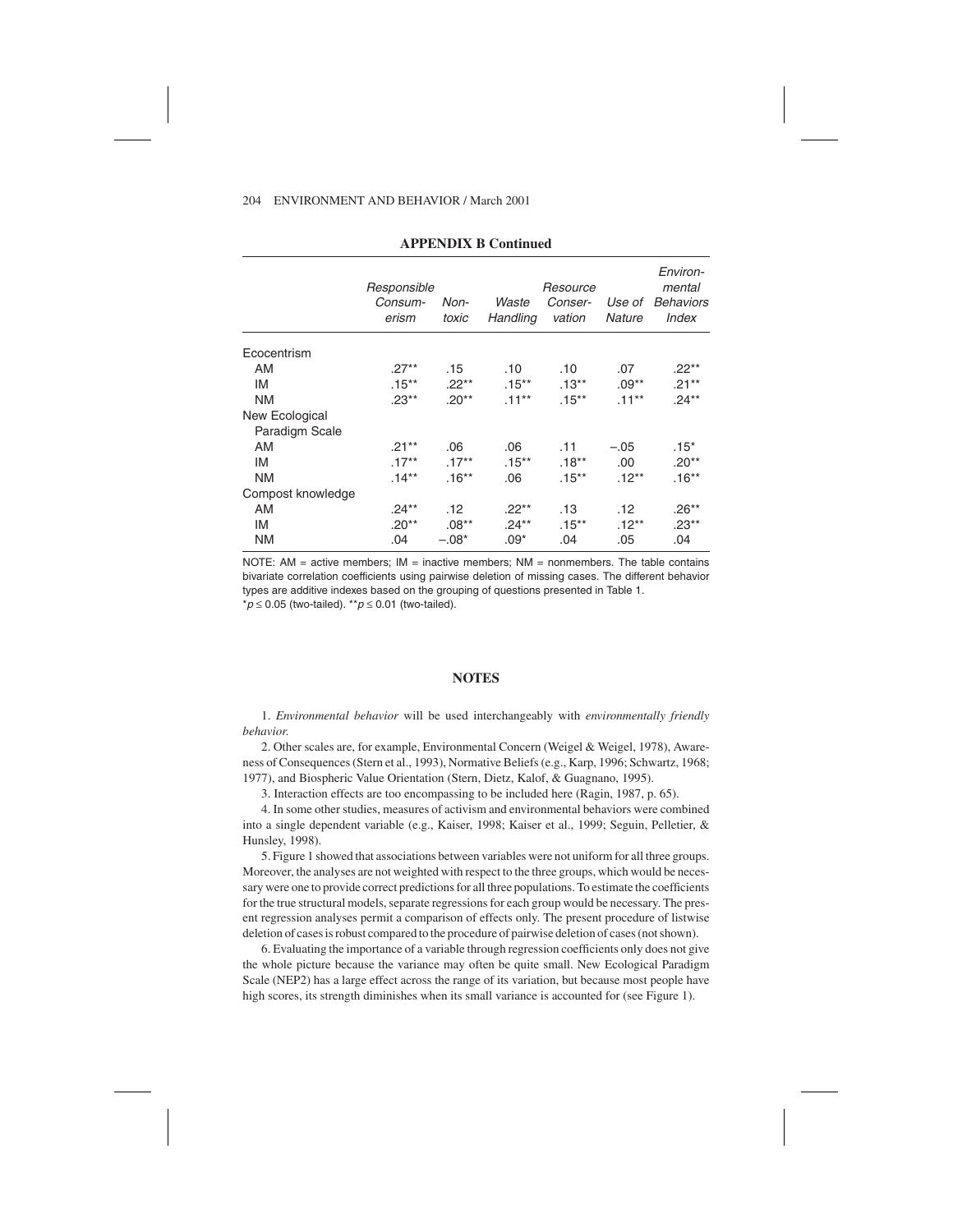**APPENDIX B Continued**

| | *Responsible Consum-erism* | *Non-toxic* | *Waste Handling* | *Resource Conser-vation* | *Use of Nature* | *Environ-mental Behaviors Index* |
|---|---|---|---|---|---|---|
| Ecocentrism | | | | | | |
| AM | .27** | .15 | .10 | .10 | .07 | .22** |
| IM | .15** | .22** | .15** | .13** | .09** | .21** |
| NM | .23** | .20** | .11** | .15** | .11** | .24** |
| New Ecological Paradigm Scale | | | | | | |
| AM | .21** | .06 | .06 | .11 | −.05 | .15* |
| IM | .17** | .17** | .15** | .18** | .00 | .20** |
| NM | .14** | .16** | .06 | .15** | .12** | .16** |
| Compost knowledge | | | | | | |
| AM | .24** | .12 | .22** | .13 | .12 | .26** |
| IM | .20** | .08** | .24** | .15** | .12** | .23** |
| NM | .04 | −.08* | .09* | .04 | .05 | .04 |

NOTE: AM = active members; IM = inactive members; NM = nonmembers. The table contains bivariate correlation coefficients using pairwise deletion of missing cases. The different behavior types are additive indexes based on the grouping of questions presented in Table 1.
*$p \leq 0.05$ (two-tailed). **$p \leq 0.01$ (two-tailed).

## NOTES

1. *Environmental behavior* will be used interchangeably with *environmentally friendly behavior.*

2. Other scales are, for example, Environmental Concern (Weigel & Weigel, 1978), Awareness of Consequences (Stern et al., 1993), Normative Beliefs (e.g., Karp, 1996; Schwartz, 1968; 1977), and Biospheric Value Orientation (Stern, Dietz, Kalof, & Guagnano, 1995).

3. Interaction effects are too encompassing to be included here (Ragin, 1987, p. 65).

4. In some other studies, measures of activism and environmental behaviors were combined into a single dependent variable (e.g., Kaiser, 1998; Kaiser et al., 1999; Seguin, Pelletier, & Hunsley, 1998).

5. Figure 1 showed that associations between variables were not uniform for all three groups. Moreover, the analyses are not weighted with respect to the three groups, which would be necessary were one to provide correct predictions for all three populations. To estimate the coefficients for the true structural models, separate regressions for each group would be necessary. The present regression analyses permit a comparison of effects only. The present procedure of listwise deletion of cases is robust compared to the procedure of pairwise deletion of cases (not shown).

6. Evaluating the importance of a variable through regression coefficients only does not give the whole picture because the variance may often be quite small. New Ecological Paradigm Scale (NEP2) has a large effect across the range of its variation, but because most people have high scores, its strength diminishes when its small variance is accounted for (see Figure 1).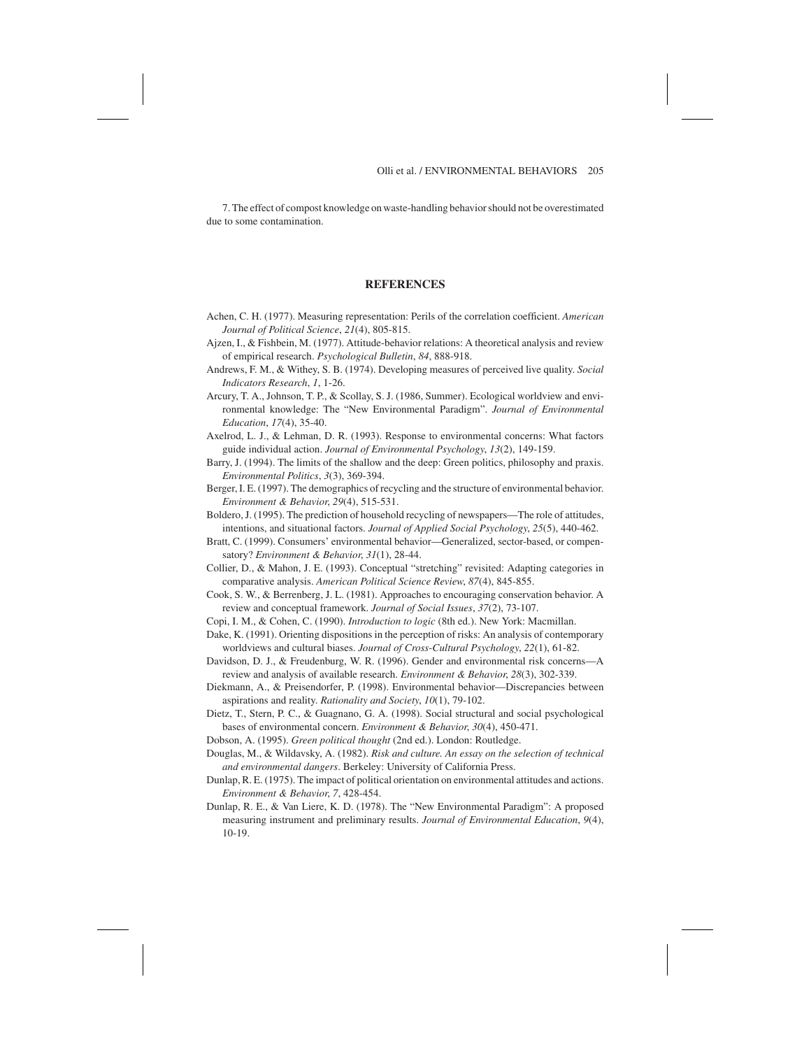7. The effect of compost knowledge on waste-handling behavior should not be overestimated due to some contamination.

## REFERENCES

Achen, C. H. (1977). Measuring representation: Perils of the correlation coefficient. *American Journal of Political Science*, *21*(4), 805-815.

Ajzen, I., & Fishbein, M. (1977). Attitude-behavior relations: A theoretical analysis and review of empirical research. *Psychological Bulletin*, *84*, 888-918.

Andrews, F. M., & Withey, S. B. (1974). Developing measures of perceived live quality. *Social Indicators Research*, *1*, 1-26.

Arcury, T. A., Johnson, T. P., & Scollay, S. J. (1986, Summer). Ecological worldview and environmental knowledge: The "New Environmental Paradigm". *Journal of Environmental Education*, *17*(4), 35-40.

Axelrod, L. J., & Lehman, D. R. (1993). Response to environmental concerns: What factors guide individual action. *Journal of Environmental Psychology*, *13*(2), 149-159.

Barry, J. (1994). The limits of the shallow and the deep: Green politics, philosophy and praxis. *Environmental Politics*, *3*(3), 369-394.

Berger, I. E. (1997). The demographics of recycling and the structure of environmental behavior. *Environment & Behavior*, *29*(4), 515-531.

Boldero, J. (1995). The prediction of household recycling of newspapers—The role of attitudes, intentions, and situational factors. *Journal of Applied Social Psychology*, *25*(5), 440-462.

Bratt, C. (1999). Consumers' environmental behavior—Generalized, sector-based, or compensatory? *Environment & Behavior*, *31*(1), 28-44.

Collier, D., & Mahon, J. E. (1993). Conceptual "stretching" revisited: Adapting categories in comparative analysis. *American Political Science Review*, *87*(4), 845-855.

Cook, S. W., & Berrenberg, J. L. (1981). Approaches to encouraging conservation behavior. A review and conceptual framework. *Journal of Social Issues*, *37*(2), 73-107.

Copi, I. M., & Cohen, C. (1990). *Introduction to logic* (8th ed.). New York: Macmillan.

Dake, K. (1991). Orienting dispositions in the perception of risks: An analysis of contemporary worldviews and cultural biases. *Journal of Cross-Cultural Psychology*, *22*(1), 61-82.

Davidson, D. J., & Freudenburg, W. R. (1996). Gender and environmental risk concerns—A review and analysis of available research. *Environment & Behavior*, *28*(3), 302-339.

Diekmann, A., & Preisendorfer, P. (1998). Environmental behavior—Discrepancies between aspirations and reality. *Rationality and Society*, *10*(1), 79-102.

Dietz, T., Stern, P. C., & Guagnano, G. A. (1998). Social structural and social psychological bases of environmental concern. *Environment & Behavior*, *30*(4), 450-471.

Dobson, A. (1995). *Green political thought* (2nd ed.). London: Routledge.

Douglas, M., & Wildavsky, A. (1982). *Risk and culture. An essay on the selection of technical and environmental dangers*. Berkeley: University of California Press.

Dunlap, R. E. (1975). The impact of political orientation on environmental attitudes and actions. *Environment & Behavior*, *7*, 428-454.

Dunlap, R. E., & Van Liere, K. D. (1978). The "New Environmental Paradigm": A proposed measuring instrument and preliminary results. *Journal of Environmental Education*, *9*(4), 10-19.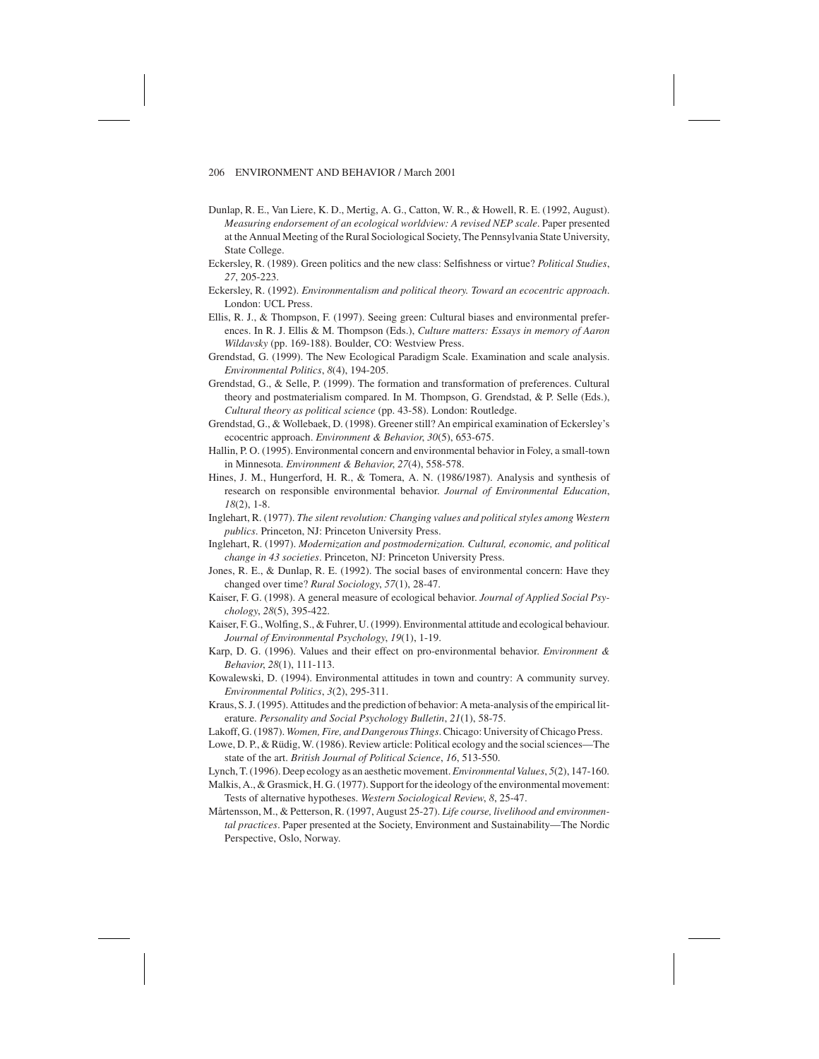Dunlap, R. E., Van Liere, K. D., Mertig, A. G., Catton, W. R., & Howell, R. E. (1992, August). *Measuring endorsement of an ecological worldview: A revised NEP scale*. Paper presented at the Annual Meeting of the Rural Sociological Society, The Pennsylvania State University, State College.

Eckersley, R. (1989). Green politics and the new class: Selfishness or virtue? *Political Studies*, *27*, 205-223.

Eckersley, R. (1992). *Environmentalism and political theory. Toward an ecocentric approach*. London: UCL Press.

Ellis, R. J., & Thompson, F. (1997). Seeing green: Cultural biases and environmental preferences. In R. J. Ellis & M. Thompson (Eds.), *Culture matters: Essays in memory of Aaron Wildavsky* (pp. 169-188). Boulder, CO: Westview Press.

Grendstad, G. (1999). The New Ecological Paradigm Scale. Examination and scale analysis. *Environmental Politics*, *8*(4), 194-205.

Grendstad, G., & Selle, P. (1999). The formation and transformation of preferences. Cultural theory and postmaterialism compared. In M. Thompson, G. Grendstad, & P. Selle (Eds.), *Cultural theory as political science* (pp. 43-58). London: Routledge.

Grendstad, G., & Wollebaek, D. (1998). Greener still? An empirical examination of Eckersley's ecocentric approach. *Environment & Behavior*, *30*(5), 653-675.

Hallin, P. O. (1995). Environmental concern and environmental behavior in Foley, a small-town in Minnesota. *Environment & Behavior*, *27*(4), 558-578.

Hines, J. M., Hungerford, H. R., & Tomera, A. N. (1986/1987). Analysis and synthesis of research on responsible environmental behavior. *Journal of Environmental Education*, *18*(2), 1-8.

Inglehart, R. (1977). *The silent revolution: Changing values and political styles among Western publics*. Princeton, NJ: Princeton University Press.

Inglehart, R. (1997). *Modernization and postmodernization. Cultural, economic, and political change in 43 societies*. Princeton, NJ: Princeton University Press.

Jones, R. E., & Dunlap, R. E. (1992). The social bases of environmental concern: Have they changed over time? *Rural Sociology*, *57*(1), 28-47.

Kaiser, F. G. (1998). A general measure of ecological behavior. *Journal of Applied Social Psychology*, *28*(5), 395-422.

Kaiser, F. G., Wolfing, S., & Fuhrer, U. (1999). Environmental attitude and ecological behaviour. *Journal of Environmental Psychology*, *19*(1), 1-19.

Karp, D. G. (1996). Values and their effect on pro-environmental behavior. *Environment & Behavior*, *28*(1), 111-113.

Kowalewski, D. (1994). Environmental attitudes in town and country: A community survey. *Environmental Politics*, *3*(2), 295-311.

Kraus, S. J. (1995). Attitudes and the prediction of behavior: A meta-analysis of the empirical literature. *Personality and Social Psychology Bulletin*, *21*(1), 58-75.

Lakoff, G. (1987). *Women, Fire, and Dangerous Things*. Chicago: University of Chicago Press.

Lowe, D. P., & Rüdig, W. (1986). Review article: Political ecology and the social sciences—The state of the art. *British Journal of Political Science*, *16*, 513-550.

Lynch, T. (1996). Deep ecology as an aesthetic movement. *Environmental Values*, *5*(2), 147-160.

Malkis, A., & Grasmick, H. G. (1977). Support for the ideology of the environmental movement: Tests of alternative hypotheses. *Western Sociological Review*, *8*, 25-47.

Mårtensson, M., & Petterson, R. (1997, August 25-27). *Life course, livelihood and environmental practices*. Paper presented at the Society, Environment and Sustainability—The Nordic Perspective, Oslo, Norway.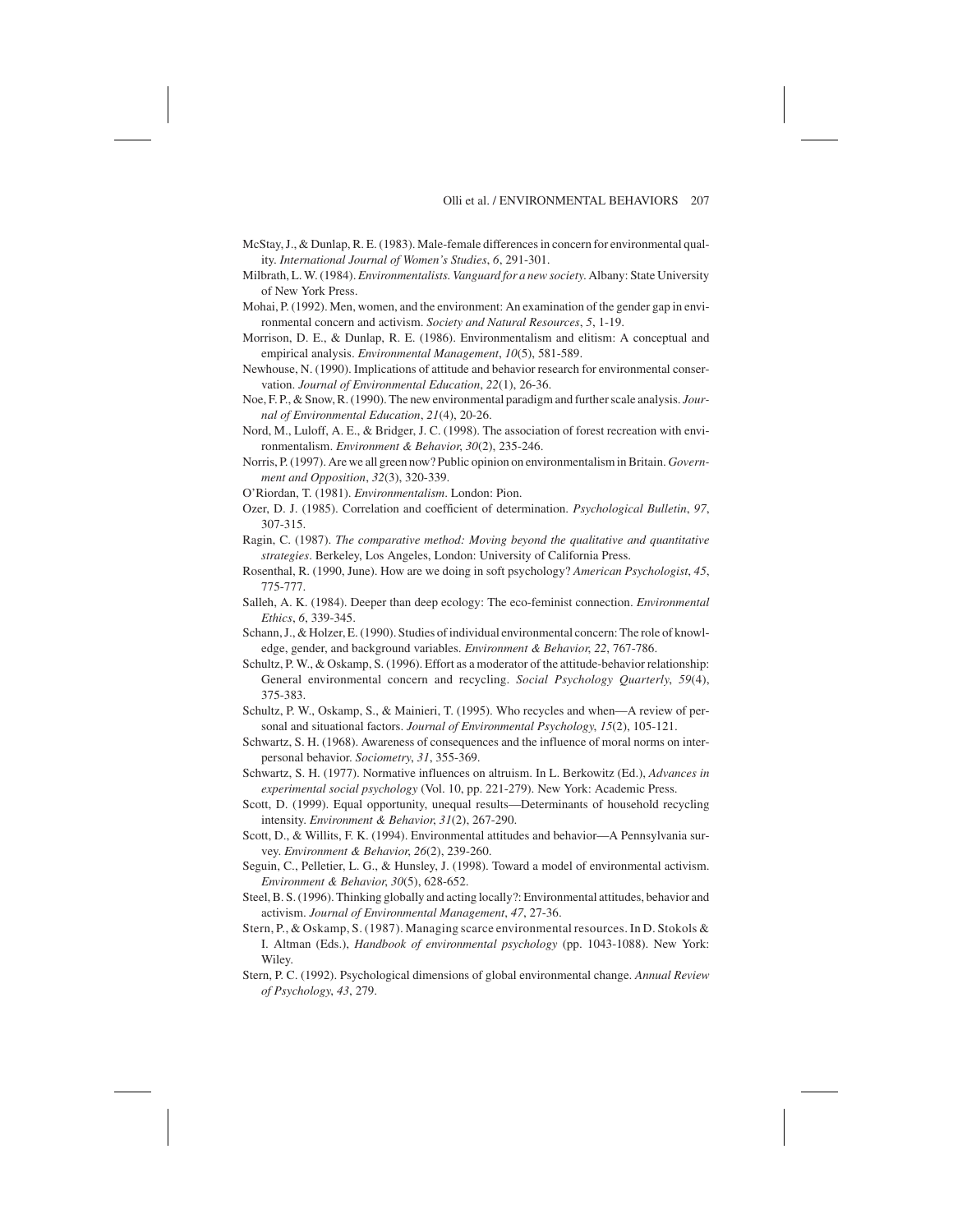McStay, J., & Dunlap, R. E. (1983). Male-female differences in concern for environmental quality. *International Journal of Women's Studies*, *6*, 291-301.

Milbrath, L. W. (1984). *Environmentalists. Vanguard for a new society*. Albany: State University of New York Press.

Mohai, P. (1992). Men, women, and the environment: An examination of the gender gap in environmental concern and activism. *Society and Natural Resources*, *5*, 1-19.

Morrison, D. E., & Dunlap, R. E. (1986). Environmentalism and elitism: A conceptual and empirical analysis. *Environmental Management*, *10*(5), 581-589.

Newhouse, N. (1990). Implications of attitude and behavior research for environmental conservation. *Journal of Environmental Education*, *22*(1), 26-36.

Noe, F. P., & Snow, R. (1990). The new environmental paradigm and further scale analysis. *Journal of Environmental Education*, *21*(4), 20-26.

Nord, M., Luloff, A. E., & Bridger, J. C. (1998). The association of forest recreation with environmentalism. *Environment & Behavior*, *30*(2), 235-246.

Norris, P. (1997). Are we all green now? Public opinion on environmentalism in Britain. *Government and Opposition*, *32*(3), 320-339.

O'Riordan, T. (1981). *Environmentalism*. London: Pion.

Ozer, D. J. (1985). Correlation and coefficient of determination. *Psychological Bulletin*, *97*, 307-315.

Ragin, C. (1987). *The comparative method: Moving beyond the qualitative and quantitative strategies*. Berkeley, Los Angeles, London: University of California Press.

Rosenthal, R. (1990, June). How are we doing in soft psychology? *American Psychologist*, *45*, 775-777.

Salleh, A. K. (1984). Deeper than deep ecology: The eco-feminist connection. *Environmental Ethics*, *6*, 339-345.

Schann, J., & Holzer, E. (1990). Studies of individual environmental concern: The role of knowledge, gender, and background variables. *Environment & Behavior*, *22*, 767-786.

Schultz, P. W., & Oskamp, S. (1996). Effort as a moderator of the attitude-behavior relationship: General environmental concern and recycling. *Social Psychology Quarterly*, *59*(4), 375-383.

Schultz, P. W., Oskamp, S., & Mainieri, T. (1995). Who recycles and when—A review of personal and situational factors. *Journal of Environmental Psychology*, *15*(2), 105-121.

Schwartz, S. H. (1968). Awareness of consequences and the influence of moral norms on interpersonal behavior. *Sociometry*, *31*, 355-369.

Schwartz, S. H. (1977). Normative influences on altruism. In L. Berkowitz (Ed.), *Advances in experimental social psychology* (Vol. 10, pp. 221-279). New York: Academic Press.

Scott, D. (1999). Equal opportunity, unequal results—Determinants of household recycling intensity. *Environment & Behavior*, *31*(2), 267-290.

Scott, D., & Willits, F. K. (1994). Environmental attitudes and behavior—A Pennsylvania survey. *Environment & Behavior*, *26*(2), 239-260.

Seguin, C., Pelletier, L. G., & Hunsley, J. (1998). Toward a model of environmental activism. *Environment & Behavior*, *30*(5), 628-652.

Steel, B. S. (1996). Thinking globally and acting locally?: Environmental attitudes, behavior and activism. *Journal of Environmental Management*, *47*, 27-36.

Stern, P., & Oskamp, S. (1987). Managing scarce environmental resources. In D. Stokols & I. Altman (Eds.), *Handbook of environmental psychology* (pp. 1043-1088). New York: Wiley.

Stern, P. C. (1992). Psychological dimensions of global environmental change. *Annual Review of Psychology*, *43*, 279.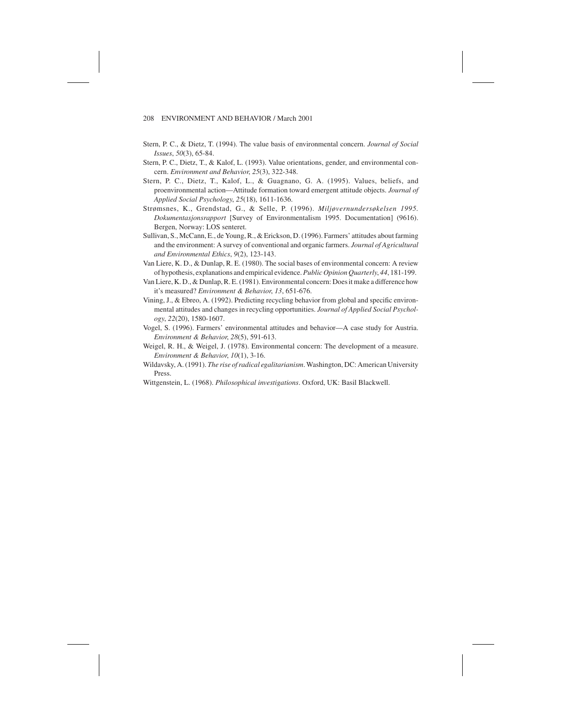Stern, P. C., & Dietz, T. (1994). The value basis of environmental concern. *Journal of Social Issues*, *50*(3), 65-84.

Stern, P. C., Dietz, T., & Kalof, L. (1993). Value orientations, gender, and environmental concern. *Environment and Behavior*, *25*(3), 322-348.

Stern, P. C., Dietz, T., Kalof, L., & Guagnano, G. A. (1995). Values, beliefs, and proenvironmental action—Attitude formation toward emergent attitude objects. *Journal of Applied Social Psychology*, *25*(18), 1611-1636.

Strømsnes, K., Grendstad, G., & Selle, P. (1996). *Miljøvernundersøkelsen 1995. Dokumentasjonsrapport* [Survey of Environmentalism 1995. Documentation] (9616). Bergen, Norway: LOS senteret.

Sullivan, S., McCann, E., de Young, R., & Erickson, D. (1996). Farmers' attitudes about farming and the environment: A survey of conventional and organic farmers. *Journal of Agricultural and Environmental Ethics*, *9*(2), 123-143.

Van Liere, K. D., & Dunlap, R. E. (1980). The social bases of environmental concern: A review of hypothesis, explanations and empirical evidence. *Public Opinion Quarterly*, *44*, 181-199.

Van Liere, K. D., & Dunlap, R. E. (1981). Environmental concern: Does it make a difference how it's measured? *Environment & Behavior*, *13*, 651-676.

Vining, J., & Ebreo, A. (1992). Predicting recycling behavior from global and specific environmental attitudes and changes in recycling opportunities. *Journal of Applied Social Psychology*, *22*(20), 1580-1607.

Vogel, S. (1996). Farmers' environmental attitudes and behavior—A case study for Austria. *Environment & Behavior*, *28*(5), 591-613.

Weigel, R. H., & Weigel, J. (1978). Environmental concern: The development of a measure. *Environment & Behavior*, *10*(1), 3-16.

Wildavsky, A. (1991). *The rise of radical egalitarianism*. Washington, DC: American University Press.

Wittgenstein, L. (1968). *Philosophical investigations*. Oxford, UK: Basil Blackwell.